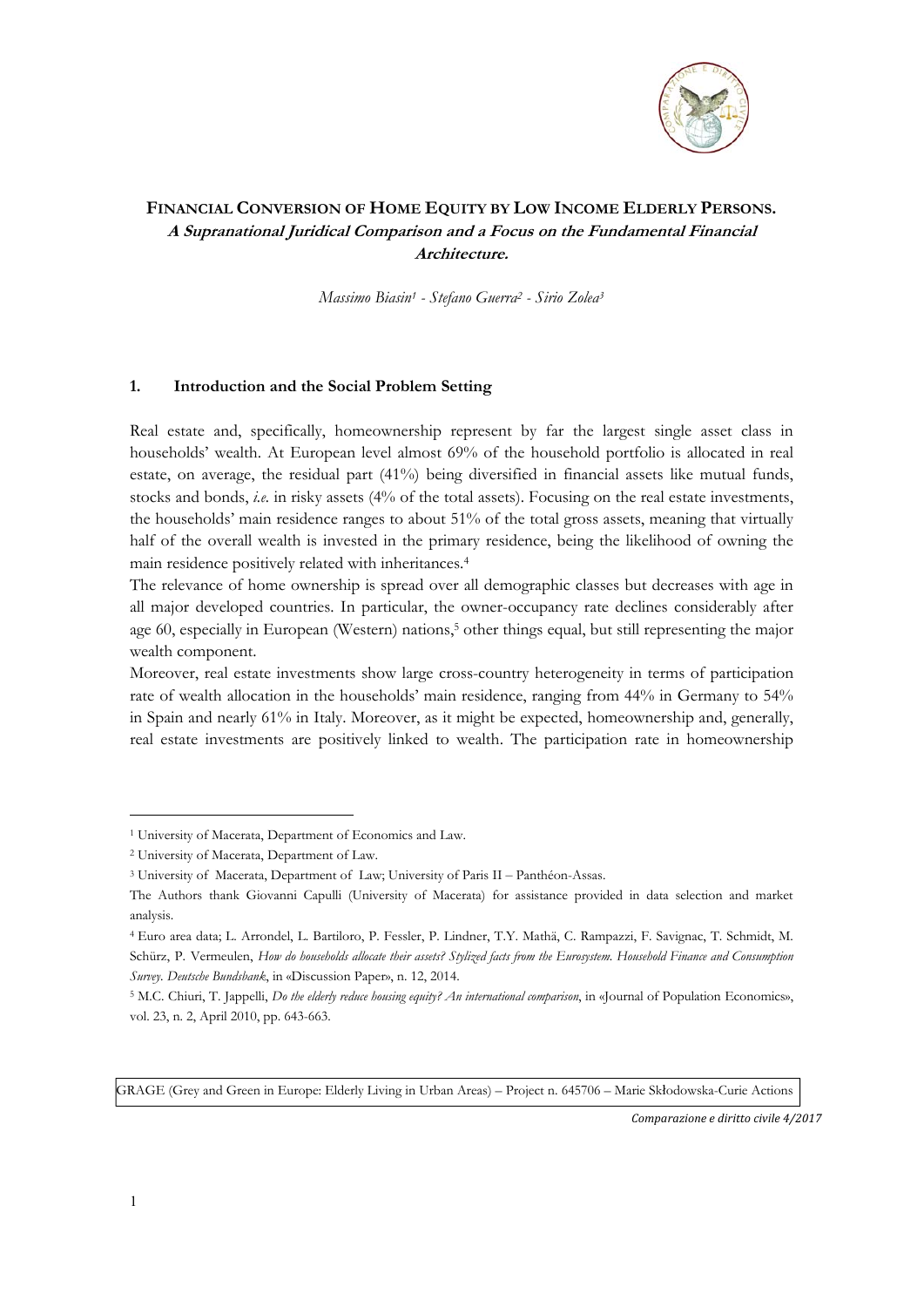# FINANCIAL CONVERSION OF HOME EQUITY BY LOW INCOME ELDERLY PERSONS.

***A Supranational Juridical Comparison and a Focus on the Fundamental Financial Architecture.***

*Massimo Biasin*[1] *- Stefano Guerra*[2] *- Sirio Zolea*[3]

## 1. Introduction and the Social Problem Setting

Real estate and, specifically, homeownership represent by far the largest single asset class in households' wealth. At European level almost 69% of the household portfolio is allocated in real estate, on average, the residual part (41%) being diversified in financial assets like mutual funds, stocks and bonds, *i.e.* in risky assets (4% of the total assets). Focusing on the real estate investments, the households' main residence ranges to about 51% of the total gross assets, meaning that virtually half of the overall wealth is invested in the primary residence, being the likelihood of owning the main residence positively related with inheritances.[4]

The relevance of home ownership is spread over all demographic classes but decreases with age in all major developed countries. In particular, the owner-occupancy rate declines considerably after age 60, especially in European (Western) nations,[5] other things equal, but still representing the major wealth component.

Moreover, real estate investments show large cross-country heterogeneity in terms of participation rate of wealth allocation in the households' main residence, ranging from 44% in Germany to 54% in Spain and nearly 61% in Italy. Moreover, as it might be expected, homeownership and, generally, real estate investments are positively linked to wealth. The participation rate in homeownership

---

[1] University of Macerata, Department of Economics and Law.

[2] University of Macerata, Department of Law.

[3] University of Macerata, Department of Law; University of Paris II – Panthéon-Assas.

The Authors thank Giovanni Capulli (University of Macerata) for assistance provided in data selection and market analysis.

[4] Euro area data; L. Arrondel, L. Bartiloro, P. Fessler, P. Lindner, T.Y. Mathä, C. Rampazzi, F. Savignac, T. Schmidt, M. Schürz, P. Vermeulen, *How do households allocate their assets? Stylized facts from the Eurosystem. Household Finance and Consumption Survey. Deutsche Bundsbank*, in «Discussion Paper», n. 12, 2014.

[5] M.C. Chiuri, T. Jappelli, *Do the elderly reduce housing equity? An international comparison*, in «Journal of Population Economics», vol. 23, n. 2, April 2010, pp. 643-663.

GRAGE (Grey and Green in Europe: Elderly Living in Urban Areas) – Project n. 645706 – Marie Skłodowska-Curie Actions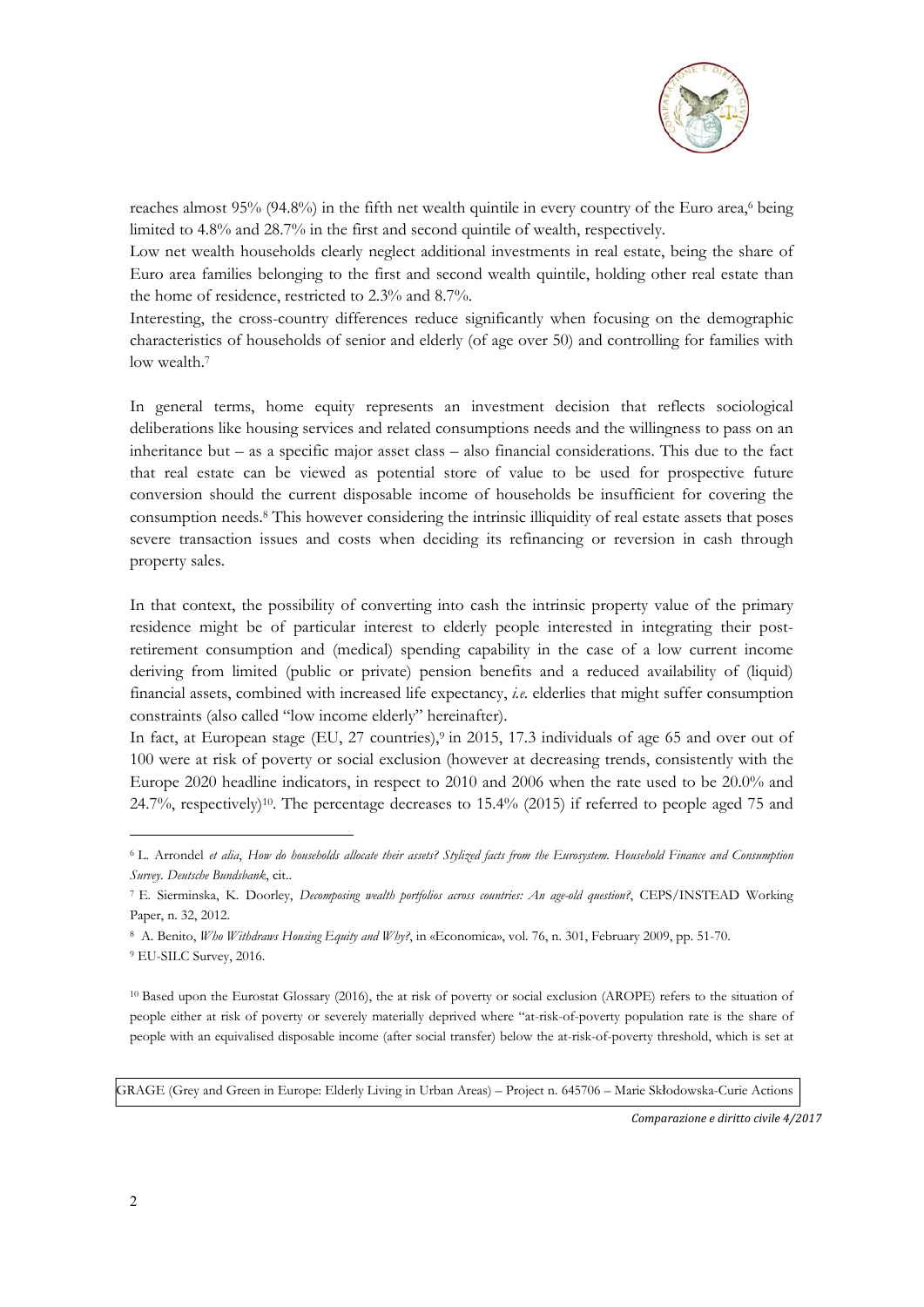reaches almost 95% (94.8%) in the fifth net wealth quintile in every country of the Euro area,[6] being limited to 4.8% and 28.7% in the first and second quintile of wealth, respectively.

Low net wealth households clearly neglect additional investments in real estate, being the share of Euro area families belonging to the first and second wealth quintile, holding other real estate than the home of residence, restricted to 2.3% and 8.7%.

Interesting, the cross-country differences reduce significantly when focusing on the demographic characteristics of households of senior and elderly (of age over 50) and controlling for families with low wealth.[7]

In general terms, home equity represents an investment decision that reflects sociological deliberations like housing services and related consumptions needs and the willingness to pass on an inheritance but – as a specific major asset class – also financial considerations. This due to the fact that real estate can be viewed as potential store of value to be used for prospective future conversion should the current disposable income of households be insufficient for covering the consumption needs.[8] This however considering the intrinsic illiquidity of real estate assets that poses severe transaction issues and costs when deciding its refinancing or reversion in cash through property sales.

In that context, the possibility of converting into cash the intrinsic property value of the primary residence might be of particular interest to elderly people interested in integrating their post-retirement consumption and (medical) spending capability in the case of a low current income deriving from limited (public or private) pension benefits and a reduced availability of (liquid) financial assets, combined with increased life expectancy, *i.e.* elderlies that might suffer consumption constraints (also called "low income elderly" hereinafter).

In fact, at European stage (EU, 27 countries),[9] in 2015, 17.3 individuals of age 65 and over out of 100 were at risk of poverty or social exclusion (however at decreasing trends, consistently with the Europe 2020 headline indicators, in respect to 2010 and 2006 when the rate used to be 20.0% and 24.7%, respectively)[10]. The percentage decreases to 15.4% (2015) if referred to people aged 75 and

---

[6] L. Arrondel *et alia*, *How do households allocate their assets? Stylized facts from the Eurosystem. Household Finance and Consumption Survey. Deutsche Bundsbank*, cit..

[7] E. Sierminska, K. Doorley, *Decomposing wealth portfolios across countries: An age-old question?*, CEPS/INSTEAD Working Paper, n. 32, 2012.

[8] A. Benito, *Who Withdraws Housing Equity and Why?*, in «Economica», vol. 76, n. 301, February 2009, pp. 51-70.

[9] EU-SILC Survey, 2016.

[10] Based upon the Eurostat Glossary (2016), the at risk of poverty or social exclusion (AROPE) refers to the situation of people either at risk of poverty or severely materially deprived where "at-risk-of-poverty population rate is the share of people with an equivalised disposable income (after social transfer) below the at-risk-of-poverty threshold, which is set at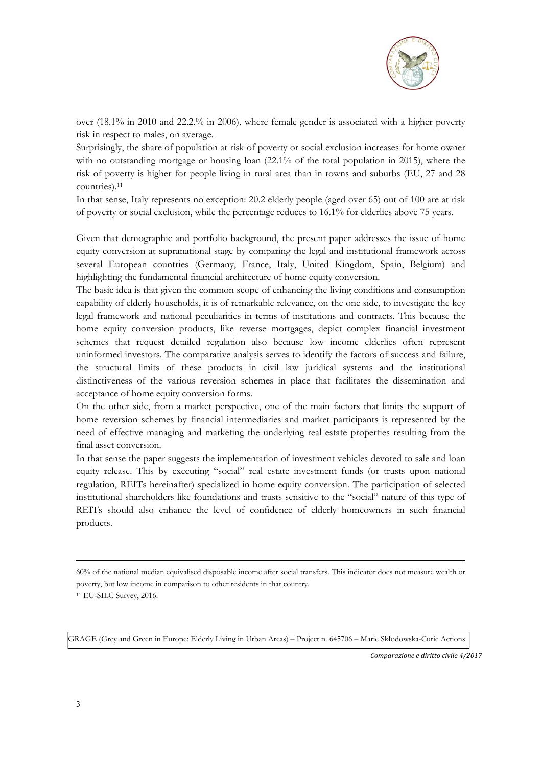over (18.1% in 2010 and 22.2.% in 2006), where female gender is associated with a higher poverty risk in respect to males, on average.

Surprisingly, the share of population at risk of poverty or social exclusion increases for home owner with no outstanding mortgage or housing loan (22.1% of the total population in 2015), where the risk of poverty is higher for people living in rural area than in towns and suburbs (EU, 27 and 28 countries).[11]

In that sense, Italy represents no exception: 20.2 elderly people (aged over 65) out of 100 are at risk of poverty or social exclusion, while the percentage reduces to 16.1% for elderlies above 75 years.

Given that demographic and portfolio background, the present paper addresses the issue of home equity conversion at supranational stage by comparing the legal and institutional framework across several European countries (Germany, France, Italy, United Kingdom, Spain, Belgium) and highlighting the fundamental financial architecture of home equity conversion.

The basic idea is that given the common scope of enhancing the living conditions and consumption capability of elderly households, it is of remarkable relevance, on the one side, to investigate the key legal framework and national peculiarities in terms of institutions and contracts. This because the home equity conversion products, like reverse mortgages, depict complex financial investment schemes that request detailed regulation also because low income elderlies often represent uninformed investors. The comparative analysis serves to identify the factors of success and failure, the structural limits of these products in civil law juridical systems and the institutional distinctiveness of the various reversion schemes in place that facilitates the dissemination and acceptance of home equity conversion forms.

On the other side, from a market perspective, one of the main factors that limits the support of home reversion schemes by financial intermediaries and market participants is represented by the need of effective managing and marketing the underlying real estate properties resulting from the final asset conversion.

In that sense the paper suggests the implementation of investment vehicles devoted to sale and loan equity release. This by executing "social" real estate investment funds (or trusts upon national regulation, REITs hereinafter) specialized in home equity conversion. The participation of selected institutional shareholders like foundations and trusts sensitive to the "social" nature of this type of REITs should also enhance the level of confidence of elderly homeowners in such financial products.

---

60% of the national median equivalised disposable income after social transfers. This indicator does not measure wealth or poverty, but low income in comparison to other residents in that country.

[11] EU-SILC Survey, 2016.

GRAGE (Grey and Green in Europe: Elderly Living in Urban Areas) – Project n. 645706 – Marie Skłodowska-Curie Actions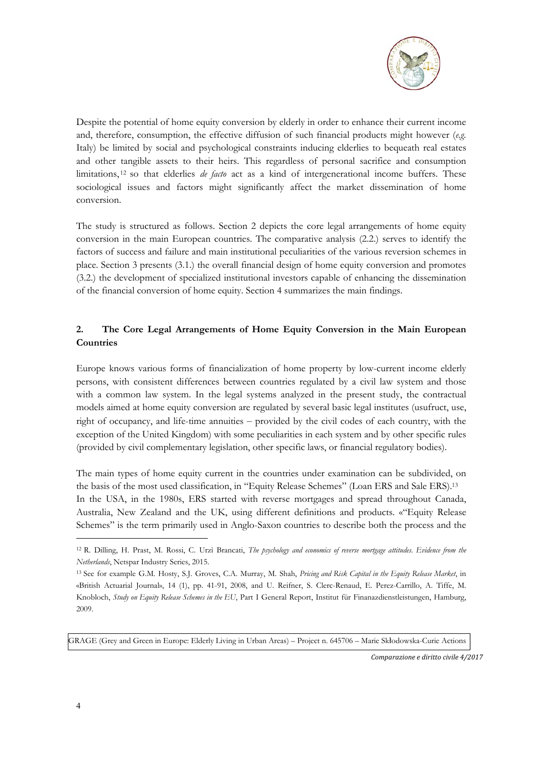Despite the potential of home equity conversion by elderly in order to enhance their current income and, therefore, consumption, the effective diffusion of such financial products might however (*e.g.* Italy) be limited by social and psychological constraints inducing elderlies to bequeath real estates and other tangible assets to their heirs. This regardless of personal sacrifice and consumption limitations,[12] so that elderlies *de facto* act as a kind of intergenerational income buffers. These sociological issues and factors might significantly affect the market dissemination of home conversion.

The study is structured as follows. Section 2 depicts the core legal arrangements of home equity conversion in the main European countries. The comparative analysis (2.2.) serves to identify the factors of success and failure and main institutional peculiarities of the various reversion schemes in place. Section 3 presents (3.1.) the overall financial design of home equity conversion and promotes (3.2.) the development of specialized institutional investors capable of enhancing the dissemination of the financial conversion of home equity. Section 4 summarizes the main findings.

## 2. The Core Legal Arrangements of Home Equity Conversion in the Main European Countries

Europe knows various forms of financialization of home property by low-current income elderly persons, with consistent differences between countries regulated by a civil law system and those with a common law system. In the legal systems analyzed in the present study, the contractual models aimed at home equity conversion are regulated by several basic legal institutes (usufruct, use, right of occupancy, and life-time annuities – provided by the civil codes of each country, with the exception of the United Kingdom) with some peculiarities in each system and by other specific rules (provided by civil complementary legislation, other specific laws, or financial regulatory bodies).

The main types of home equity current in the countries under examination can be subdivided, on the basis of the most used classification, in "Equity Release Schemes" (Loan ERS and Sale ERS).[13]
In the USA, in the 1980s, ERS started with reverse mortgages and spread throughout Canada, Australia, New Zealand and the UK, using different definitions and products. «"Equity Release Schemes" is the term primarily used in Anglo-Saxon countries to describe both the process and the

---

[12] R. Dilling, H. Prast, M. Rossi, C. Urzì Brancati, *The psychology and economics of reverse mortgage attitudes. Evidence from the Netherlands*, Netspar Industry Series, 2015.

[13] See for example G.M. Hosty, S.J. Groves, C.A. Murray, M. Shah, *Pricing and Risk Capital in the Equity Release Market*, in «British Actuarial Journal», 14 (1), pp. 41-91, 2008, and U. Reifner, S. Clerc-Renaud, E. Perez-Carrillo, A. Tiffe, M. Knobloch, *Study on Equity Release Schemes in the EU*, Part I General Report, Institut für Finanazdienstleistungen, Hamburg, 2009.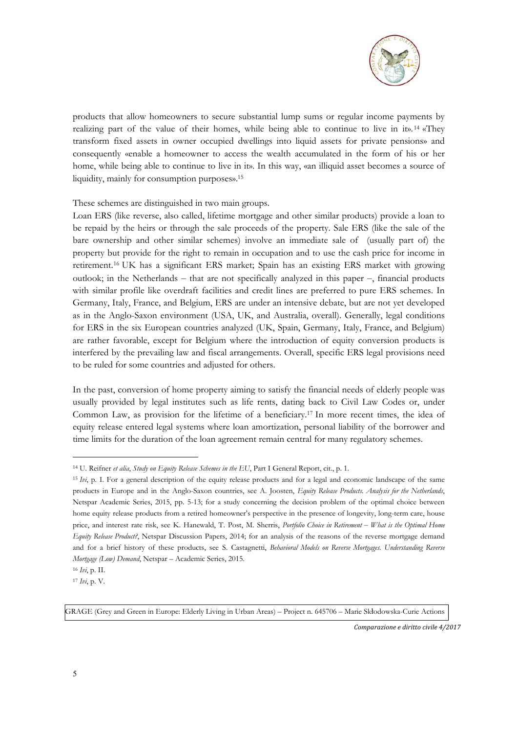products that allow homeowners to secure substantial lump sums or regular income payments by realizing part of the value of their homes, while being able to continue to live in it».[14] «They transform fixed assets in owner occupied dwellings into liquid assets for private pensions» and consequently «enable a homeowner to access the wealth accumulated in the form of his or her home, while being able to continue to live in it». In this way, «an illiquid asset becomes a source of liquidity, mainly for consumption purposes».[15]

These schemes are distinguished in two main groups.

Loan ERS (like reverse, also called, lifetime mortgage and other similar products) provide a loan to be repaid by the heirs or through the sale proceeds of the property. Sale ERS (like the sale of the bare ownership and other similar schemes) involve an immediate sale of (usually part of) the property but provide for the right to remain in occupation and to use the cash price for income in retirement.[16] UK has a significant ERS market; Spain has an existing ERS market with growing outlook; in the Netherlands – that are not specifically analyzed in this paper –, financial products with similar profile like overdraft facilities and credit lines are preferred to pure ERS schemes. In Germany, Italy, France, and Belgium, ERS are under an intensive debate, but are not yet developed as in the Anglo-Saxon environment (USA, UK, and Australia, overall). Generally, legal conditions for ERS in the six European countries analyzed (UK, Spain, Germany, Italy, France, and Belgium) are rather favorable, except for Belgium where the introduction of equity conversion products is interfered by the prevailing law and fiscal arrangements. Overall, specific ERS legal provisions need to be ruled for some countries and adjusted for others.

In the past, conversion of home property aiming to satisfy the financial needs of elderly people was usually provided by legal institutes such as life rents, dating back to Civil Law Codes or, under Common Law, as provision for the lifetime of a beneficiary.[17] In more recent times, the idea of equity release entered legal systems where loan amortization, personal liability of the borrower and time limits for the duration of the loan agreement remain central for many regulatory schemes.

---

[14] U. Reifner *et alia*, *Study on Equity Release Schemes in the EU*, Part I General Report, cit., p. 1.

[15] *Ivi*, p. I. For a general description of the equity release products and for a legal and economic landscape of the same products in Europe and in the Anglo-Saxon countries, see A. Joosten, *Equity Release Products. Analysis for the Netherlands*, Netspar Academic Series, 2015, pp. 5-13; for a study concerning the decision problem of the optimal choice between home equity release products from a retired homeowner's perspective in the presence of longevity, long-term care, house price, and interest rate risk, see K. Hanewald, T. Post, M. Sherris, *Portfolio Choice in Retirement – What is the Optimal Home Equity Release Product?*, Netspar Discussion Papers, 2014; for an analysis of the reasons of the reverse mortgage demand and for a brief history of these products, see S. Castagnetti, *Behavioral Models on Reverse Mortgages. Understanding Reverse Mortgage (Low) Demand*, Netspar – Academic Series, 2015.

[16] *Ivi*, p. II.

[17] *Ivi*, p. V.

GRAGE (Grey and Green in Europe: Elderly Living in Urban Areas) – Project n. 645706 – Marie Skłodowska-Curie Actions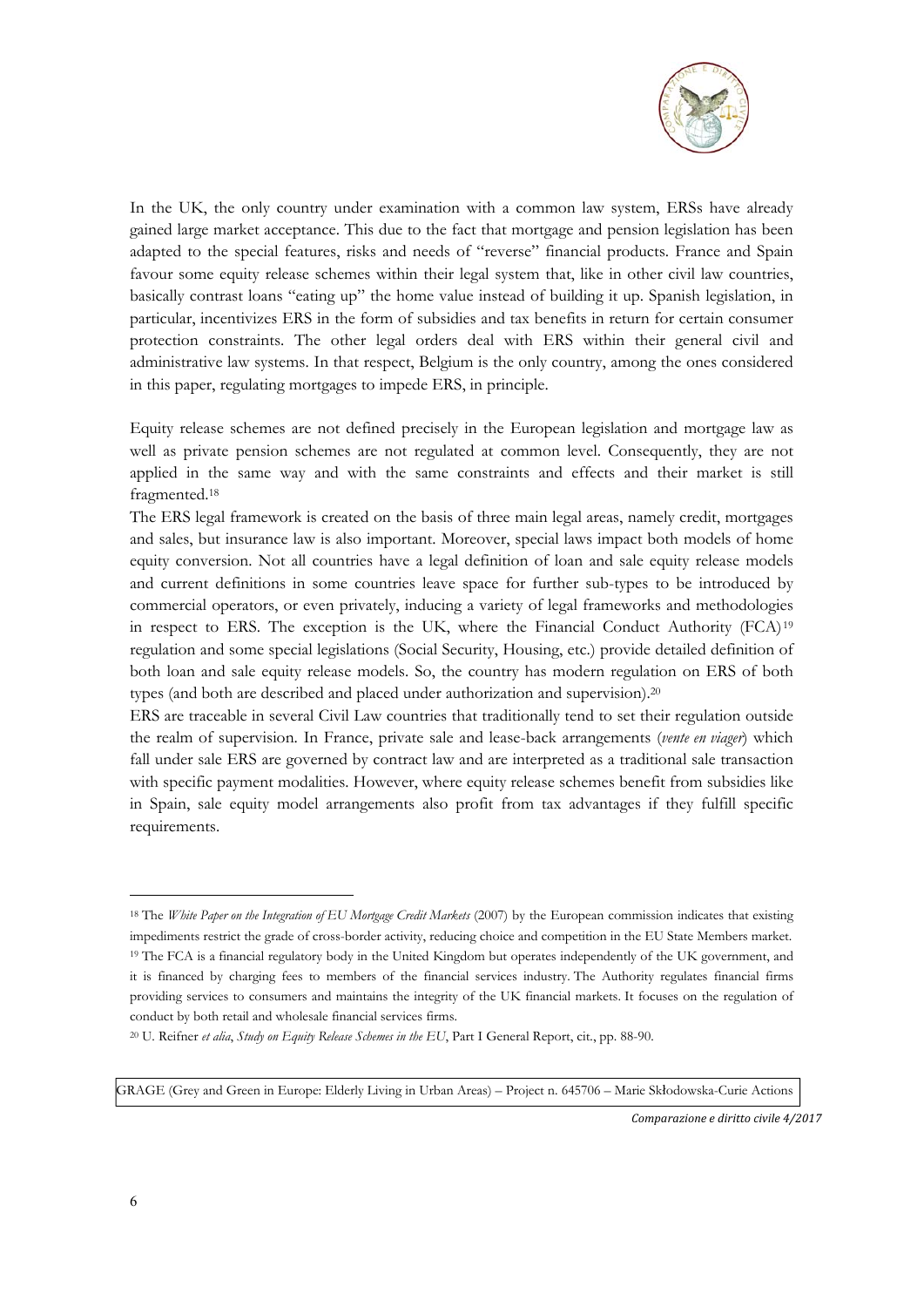In the UK, the only country under examination with a common law system, ERSs have already gained large market acceptance. This due to the fact that mortgage and pension legislation has been adapted to the special features, risks and needs of "reverse" financial products. France and Spain favour some equity release schemes within their legal system that, like in other civil law countries, basically contrast loans "eating up" the home value instead of building it up. Spanish legislation, in particular, incentivizes ERS in the form of subsidies and tax benefits in return for certain consumer protection constraints. The other legal orders deal with ERS within their general civil and administrative law systems. In that respect, Belgium is the only country, among the ones considered in this paper, regulating mortgages to impede ERS, in principle.

Equity release schemes are not defined precisely in the European legislation and mortgage law as well as private pension schemes are not regulated at common level. Consequently, they are not applied in the same way and with the same constraints and effects and their market is still fragmented.[18]

The ERS legal framework is created on the basis of three main legal areas, namely credit, mortgages and sales, but insurance law is also important. Moreover, special laws impact both models of home equity conversion. Not all countries have a legal definition of loan and sale equity release models and current definitions in some countries leave space for further sub-types to be introduced by commercial operators, or even privately, inducing a variety of legal frameworks and methodologies in respect to ERS. The exception is the UK, where the Financial Conduct Authority (FCA)[19] regulation and some special legislations (Social Security, Housing, etc.) provide detailed definition of both loan and sale equity release models. So, the country has modern regulation on ERS of both types (and both are described and placed under authorization and supervision).[20]

ERS are traceable in several Civil Law countries that traditionally tend to set their regulation outside the realm of supervision. In France, private sale and lease-back arrangements (*vente en viager*) which fall under sale ERS are governed by contract law and are interpreted as a traditional sale transaction with specific payment modalities. However, where equity release schemes benefit from subsidies like in Spain, sale equity model arrangements also profit from tax advantages if they fulfill specific requirements.

---

[18] The *White Paper on the Integration of EU Mortgage Credit Markets* (2007) by the European commission indicates that existing impediments restrict the grade of cross-border activity, reducing choice and competition in the EU State Members market.

[19] The FCA is a financial regulatory body in the United Kingdom but operates independently of the UK government, and it is financed by charging fees to members of the financial services industry. The Authority regulates financial firms providing services to consumers and maintains the integrity of the UK financial markets. It focuses on the regulation of conduct by both retail and wholesale financial services firms.

[20] U. Reifner *et alia*, *Study on Equity Release Schemes in the EU*, Part I General Report, cit., pp. 88-90.

GRAGE (Grey and Green in Europe: Elderly Living in Urban Areas) – Project n. 645706 – Marie Skłodowska-Curie Actions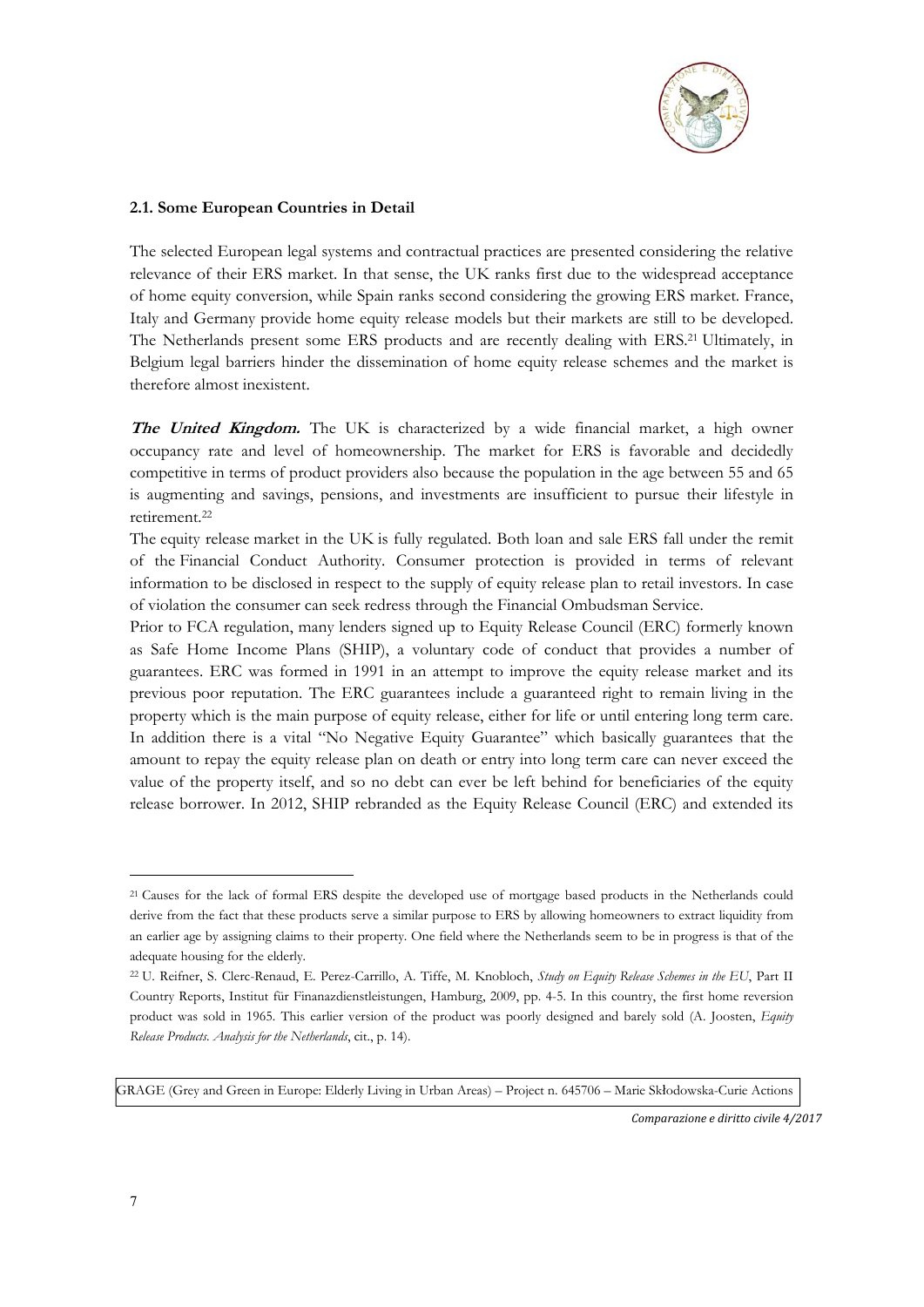### 2.1. Some European Countries in Detail

The selected European legal systems and contractual practices are presented considering the relative relevance of their ERS market. In that sense, the UK ranks first due to the widespread acceptance of home equity conversion, while Spain ranks second considering the growing ERS market. France, Italy and Germany provide home equity release models but their markets are still to be developed. The Netherlands present some ERS products and are recently dealing with ERS.[21] Ultimately, in Belgium legal barriers hinder the dissemination of home equity release schemes and the market is therefore almost inexistent.

***The United Kingdom.*** The UK is characterized by a wide financial market, a high owner occupancy rate and level of homeownership. The market for ERS is favorable and decidedly competitive in terms of product providers also because the population in the age between 55 and 65 is augmenting and savings, pensions, and investments are insufficient to pursue their lifestyle in retirement.[22]

The equity release market in the UK is fully regulated. Both loan and sale ERS fall under the remit of the Financial Conduct Authority. Consumer protection is provided in terms of relevant information to be disclosed in respect to the supply of equity release plan to retail investors. In case of violation the consumer can seek redress through the Financial Ombudsman Service.

Prior to FCA regulation, many lenders signed up to Equity Release Council (ERC) formerly known as Safe Home Income Plans (SHIP), a voluntary code of conduct that provides a number of guarantees. ERC was formed in 1991 in an attempt to improve the equity release market and its previous poor reputation. The ERC guarantees include a guaranteed right to remain living in the property which is the main purpose of equity release, either for life or until entering long term care. In addition there is a vital "No Negative Equity Guarantee" which basically guarantees that the amount to repay the equity release plan on death or entry into long term care can never exceed the value of the property itself, and so no debt can ever be left behind for beneficiaries of the equity release borrower. In 2012, SHIP rebranded as the Equity Release Council (ERC) and extended its

---

[21] Causes for the lack of formal ERS despite the developed use of mortgage based products in the Netherlands could derive from the fact that these products serve a similar purpose to ERS by allowing homeowners to extract liquidity from an earlier age by assigning claims to their property. One field where the Netherlands seem to be in progress is that of the adequate housing for the elderly.

[22] U. Reifner, S. Clerc-Renaud, E. Perez-Carrillo, A. Tiffe, M. Knobloch, *Study on Equity Release Schemes in the EU*, Part II Country Reports, Institut für Finanazdienstleistungen, Hamburg, 2009, pp. 4-5. In this country, the first home reversion product was sold in 1965. This earlier version of the product was poorly designed and barely sold (A. Joosten, *Equity Release Products. Analysis for the Netherlands*, cit., p. 14).

GRAGE (Grey and Green in Europe: Elderly Living in Urban Areas) – Project n. 645706 – Marie Skłodowska-Curie Actions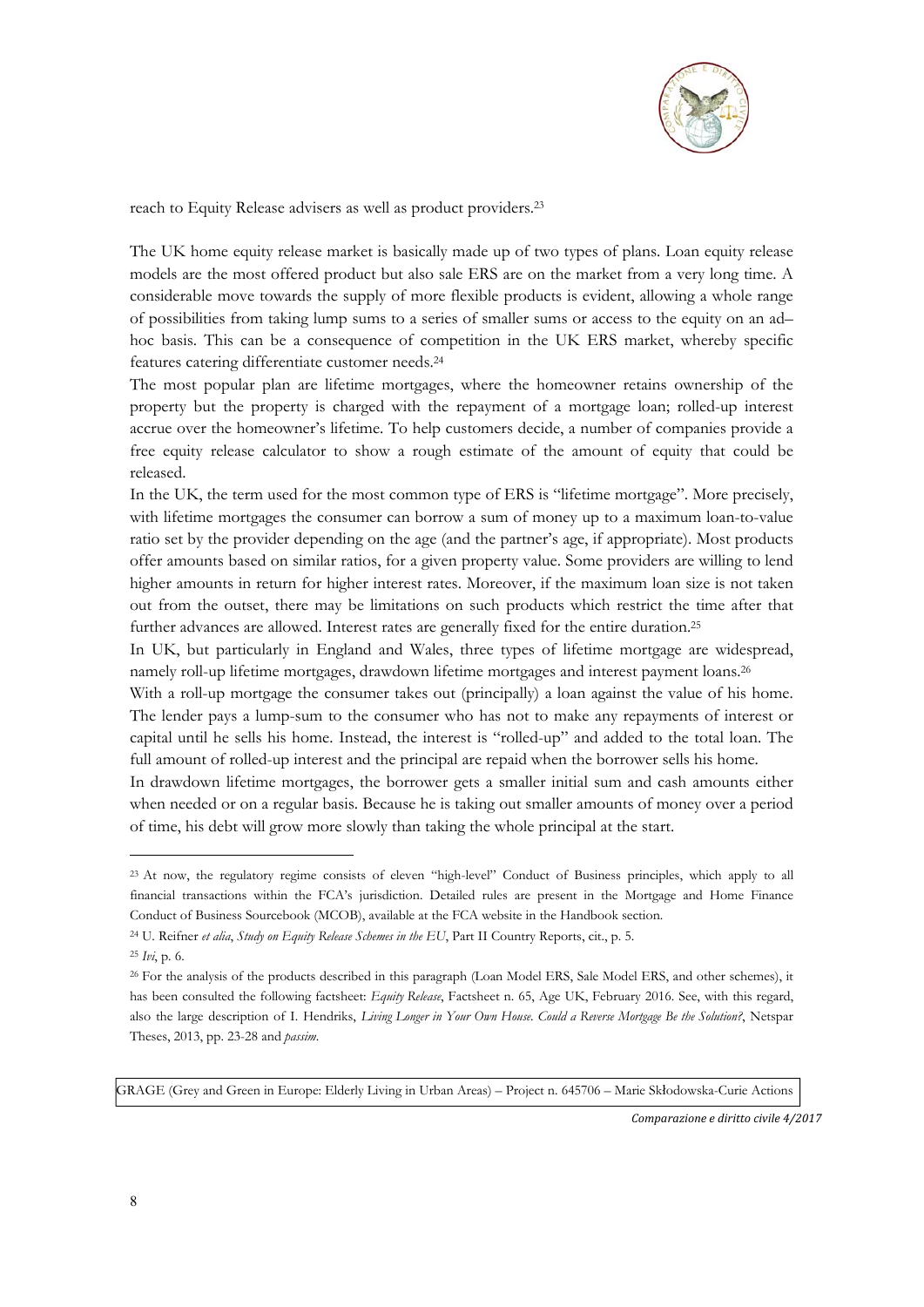reach to Equity Release advisers as well as product providers.[23]

The UK home equity release market is basically made up of two types of plans. Loan equity release models are the most offered product but also sale ERS are on the market from a very long time. A considerable move towards the supply of more flexible products is evident, allowing a whole range of possibilities from taking lump sums to a series of smaller sums or access to the equity on an ad–hoc basis. This can be a consequence of competition in the UK ERS market, whereby specific features catering differentiate customer needs.[24]

The most popular plan are lifetime mortgages, where the homeowner retains ownership of the property but the property is charged with the repayment of a mortgage loan; rolled-up interest accrue over the homeowner's lifetime. To help customers decide, a number of companies provide a free equity release calculator to show a rough estimate of the amount of equity that could be released.

In the UK, the term used for the most common type of ERS is "lifetime mortgage". More precisely, with lifetime mortgages the consumer can borrow a sum of money up to a maximum loan-to-value ratio set by the provider depending on the age (and the partner's age, if appropriate). Most products offer amounts based on similar ratios, for a given property value. Some providers are willing to lend higher amounts in return for higher interest rates. Moreover, if the maximum loan size is not taken out from the outset, there may be limitations on such products which restrict the time after that further advances are allowed. Interest rates are generally fixed for the entire duration.[25]

In UK, but particularly in England and Wales, three types of lifetime mortgage are widespread, namely roll-up lifetime mortgages, drawdown lifetime mortgages and interest payment loans.[26]

With a roll-up mortgage the consumer takes out (principally) a loan against the value of his home. The lender pays a lump-sum to the consumer who has not to make any repayments of interest or capital until he sells his home. Instead, the interest is "rolled-up" and added to the total loan. The full amount of rolled-up interest and the principal are repaid when the borrower sells his home.

In drawdown lifetime mortgages, the borrower gets a smaller initial sum and cash amounts either when needed or on a regular basis. Because he is taking out smaller amounts of money over a period of time, his debt will grow more slowly than taking the whole principal at the start.

---

[23] At now, the regulatory regime consists of eleven "high-level" Conduct of Business principles, which apply to all financial transactions within the FCA's jurisdiction. Detailed rules are present in the Mortgage and Home Finance Conduct of Business Sourcebook (MCOB), available at the FCA website in the Handbook section.

[24] U. Reifner *et alia*, *Study on Equity Release Schemes in the EU*, Part II Country Reports, cit., p. 5.

[25] *Ivi*, p. 6.

[26] For the analysis of the products described in this paragraph (Loan Model ERS, Sale Model ERS, and other schemes), it has been consulted the following factsheet: *Equity Release*, Factsheet n. 65, Age UK, February 2016. See, with this regard, also the large description of I. Hendriks, *Living Longer in Your Own House. Could a Reverse Mortgage Be the Solution?*, Netspar Theses, 2013, pp. 23-28 and *passim*.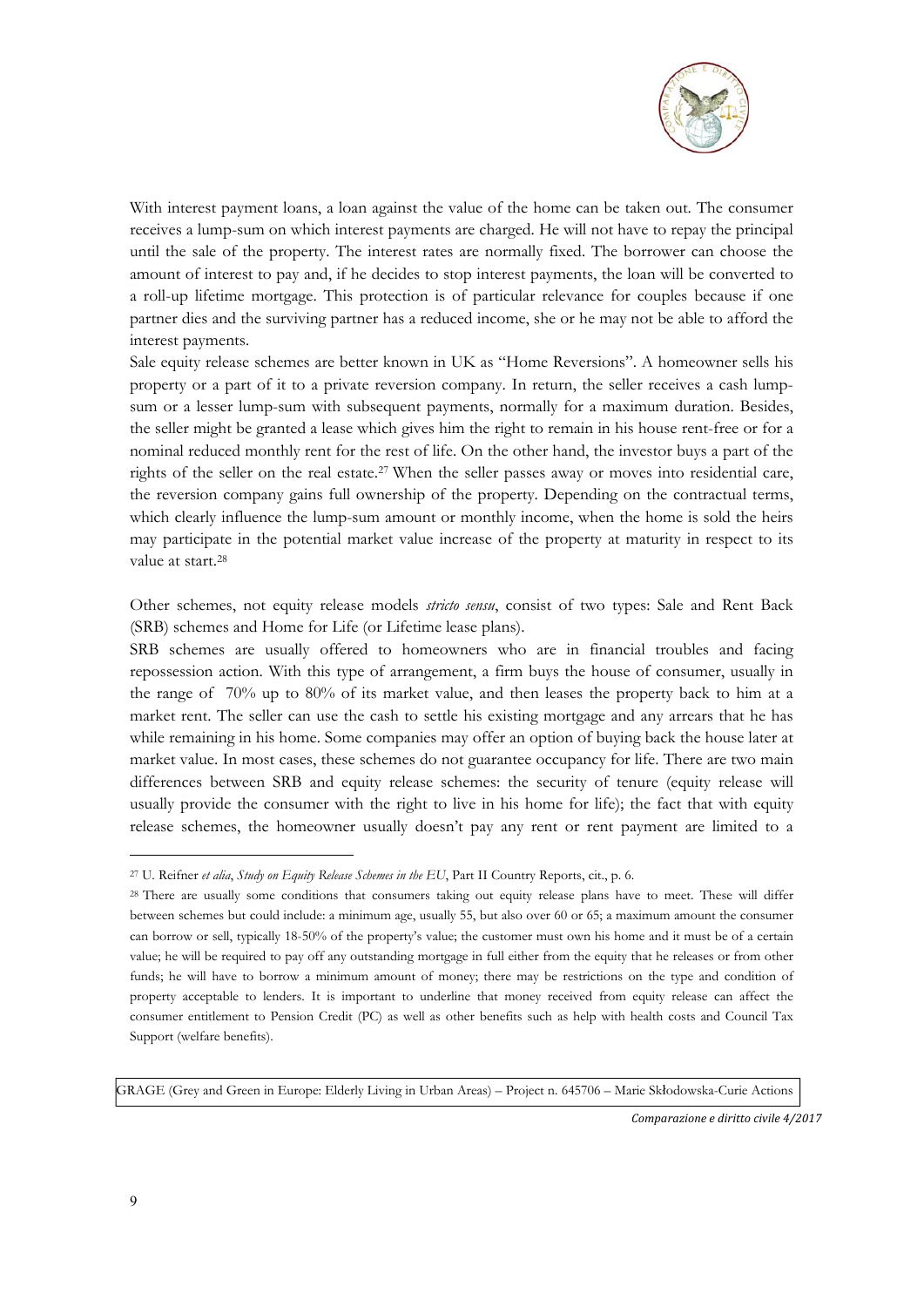With interest payment loans, a loan against the value of the home can be taken out. The consumer receives a lump-sum on which interest payments are charged. He will not have to repay the principal until the sale of the property. The interest rates are normally fixed. The borrower can choose the amount of interest to pay and, if he decides to stop interest payments, the loan will be converted to a roll-up lifetime mortgage. This protection is of particular relevance for couples because if one partner dies and the surviving partner has a reduced income, she or he may not be able to afford the interest payments.

Sale equity release schemes are better known in UK as "Home Reversions". A homeowner sells his property or a part of it to a private reversion company. In return, the seller receives a cash lump-sum or a lesser lump-sum with subsequent payments, normally for a maximum duration. Besides, the seller might be granted a lease which gives him the right to remain in his house rent-free or for a nominal reduced monthly rent for the rest of life. On the other hand, the investor buys a part of the rights of the seller on the real estate.[27] When the seller passes away or moves into residential care, the reversion company gains full ownership of the property. Depending on the contractual terms, which clearly influence the lump-sum amount or monthly income, when the home is sold the heirs may participate in the potential market value increase of the property at maturity in respect to its value at start.[28]

Other schemes, not equity release models *stricto sensu*, consist of two types: Sale and Rent Back (SRB) schemes and Home for Life (or Lifetime lease plans).

SRB schemes are usually offered to homeowners who are in financial troubles and facing repossession action. With this type of arrangement, a firm buys the house of consumer, usually in the range of 70% up to 80% of its market value, and then leases the property back to him at a market rent. The seller can use the cash to settle his existing mortgage and any arrears that he has while remaining in his home. Some companies may offer an option of buying back the house later at market value. In most cases, these schemes do not guarantee occupancy for life. There are two main differences between SRB and equity release schemes: the security of tenure (equity release will usually provide the consumer with the right to live in his home for life); the fact that with equity release schemes, the homeowner usually doesn't pay any rent or rent payment are limited to a

---

[27] U. Reifner *et alia*, *Study on Equity Release Schemes in the EU*, Part II Country Reports, cit., p. 6.

[28] There are usually some conditions that consumers taking out equity release plans have to meet. These will differ between schemes but could include: a minimum age, usually 55, but also over 60 or 65; a maximum amount the consumer can borrow or sell, typically 18-50% of the property's value; the customer must own his home and it must be of a certain value; he will be required to pay off any outstanding mortgage in full either from the equity that he releases or from other funds; he will have to borrow a minimum amount of money; there may be restrictions on the type and condition of property acceptable to lenders. It is important to underline that money received from equity release can affect the consumer entitlement to Pension Credit (PC) as well as other benefits such as help with health costs and Council Tax Support (welfare benefits).

GRAGE (Grey and Green in Europe: Elderly Living in Urban Areas) – Project n. 645706 – Marie Skłodowska-Curie Actions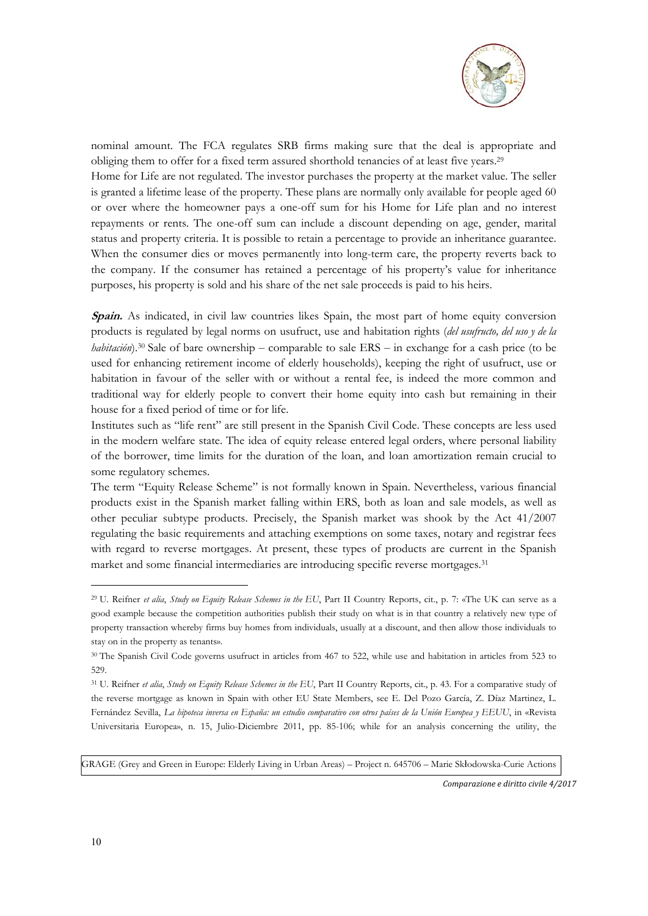nominal amount. The FCA regulates SRB firms making sure that the deal is appropriate and obliging them to offer for a fixed term assured shorthold tenancies of at least five years.[29]

Home for Life are not regulated. The investor purchases the property at the market value. The seller is granted a lifetime lease of the property. These plans are normally only available for people aged 60 or over where the homeowner pays a one-off sum for his Home for Life plan and no interest repayments or rents. The one-off sum can include a discount depending on age, gender, marital status and property criteria. It is possible to retain a percentage to provide an inheritance guarantee. When the consumer dies or moves permanently into long-term care, the property reverts back to the company. If the consumer has retained a percentage of his property's value for inheritance purposes, his property is sold and his share of the net sale proceeds is paid to his heirs.

***Spain.*** As indicated, in civil law countries likes Spain, the most part of home equity conversion products is regulated by legal norms on usufruct, use and habitation rights (*del usufructo, del uso y de la habitación*).[30] Sale of bare ownership – comparable to sale ERS – in exchange for a cash price (to be used for enhancing retirement income of elderly households), keeping the right of usufruct, use or habitation in favour of the seller with or without a rental fee, is indeed the more common and traditional way for elderly people to convert their home equity into cash but remaining in their house for a fixed period of time or for life.

Institutes such as "life rent" are still present in the Spanish Civil Code. These concepts are less used in the modern welfare state. The idea of equity release entered legal orders, where personal liability of the borrower, time limits for the duration of the loan, and loan amortization remain crucial to some regulatory schemes.

The term "Equity Release Scheme" is not formally known in Spain. Nevertheless, various financial products exist in the Spanish market falling within ERS, both as loan and sale models, as well as other peculiar subtype products. Precisely, the Spanish market was shook by the Act 41/2007 regulating the basic requirements and attaching exemptions on some taxes, notary and registrar fees with regard to reverse mortgages. At present, these types of products are current in the Spanish market and some financial intermediaries are introducing specific reverse mortgages.[31]

---

[29] U. Reifner *et alia*, *Study on Equity Release Schemes in the EU*, Part II Country Reports, cit., p. 7: «The UK can serve as a good example because the competition authorities publish their study on what is in that country a relatively new type of property transaction whereby firms buy homes from individuals, usually at a discount, and then allow those individuals to stay on in the property as tenants».

[30] The Spanish Civil Code governs usufruct in articles from 467 to 522, while use and habitation in articles from 523 to 529.

[31] U. Reifner *et alia*, *Study on Equity Release Schemes in the EU*, Part II Country Reports, cit., p. 43. For a comparative study of the reverse mortgage as known in Spain with other EU State Members, see E. Del Pozo García, Z. Díaz Martinez, L. Fernández Sevilla, *La hipoteca inversa en España: un estudio comparativo con otros países de la Unión Europea y EEUU*, in «Revista Universitaria Europea», n. 15, Julio-Diciembre 2011, pp. 85-106; while for an analysis concerning the utility, the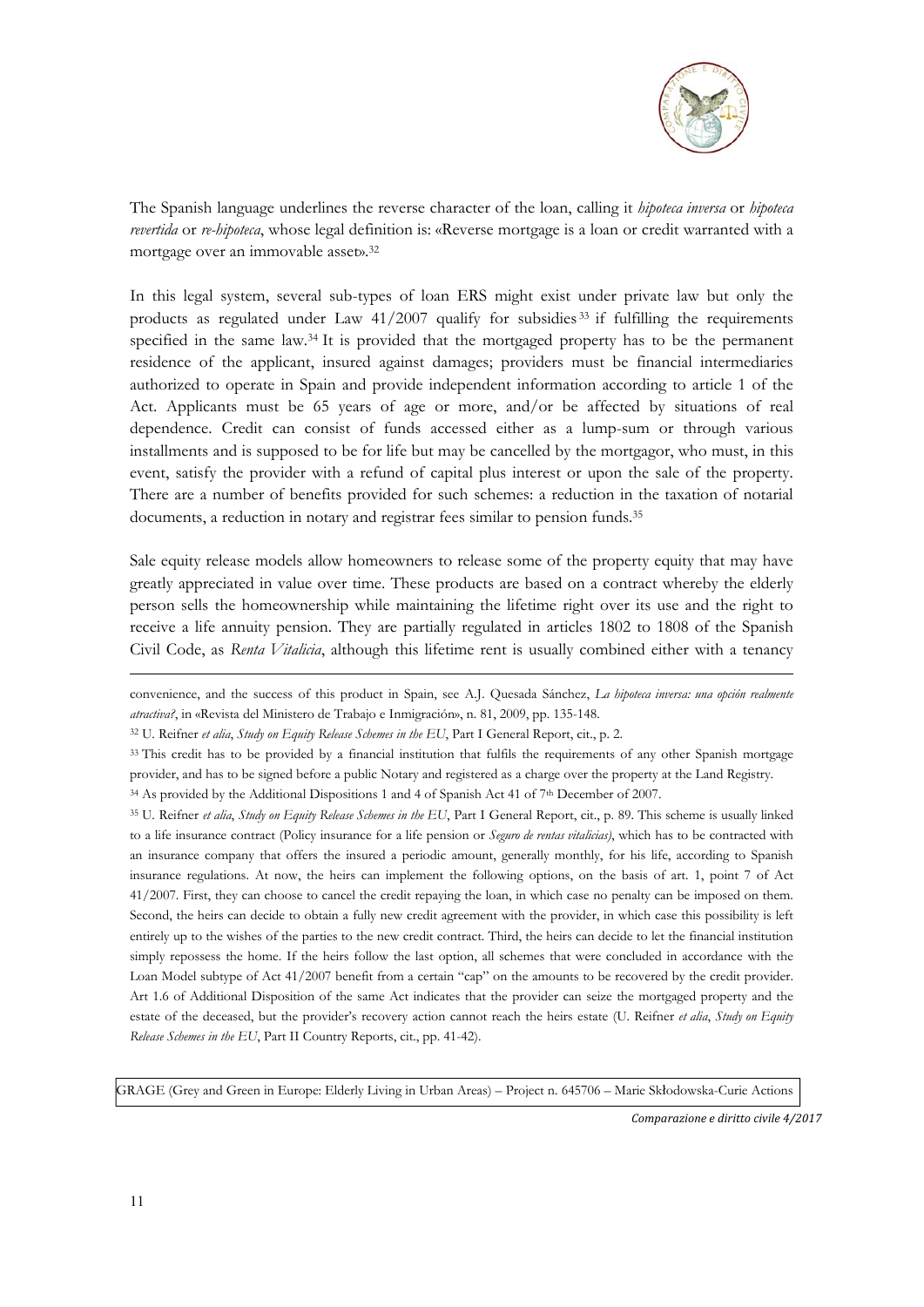The Spanish language underlines the reverse character of the loan, calling it *hipoteca inversa* or *hipoteca revertida* or *re-hipoteca*, whose legal definition is: «Reverse mortgage is a loan or credit warranted with a mortgage over an immovable asset».[32]

In this legal system, several sub-types of loan ERS might exist under private law but only the products as regulated under Law 41/2007 qualify for subsidies[33] if fulfilling the requirements specified in the same law.[34] It is provided that the mortgaged property has to be the permanent residence of the applicant, insured against damages; providers must be financial intermediaries authorized to operate in Spain and provide independent information according to article 1 of the Act. Applicants must be 65 years of age or more, and/or be affected by situations of real dependence. Credit can consist of funds accessed either as a lump-sum or through various installments and is supposed to be for life but may be cancelled by the mortgagor, who must, in this event, satisfy the provider with a refund of capital plus interest or upon the sale of the property. There are a number of benefits provided for such schemes: a reduction in the taxation of notarial documents, a reduction in notary and registrar fees similar to pension funds.[35]

Sale equity release models allow homeowners to release some of the property equity that may have greatly appreciated in value over time. These products are based on a contract whereby the elderly person sells the homeownership while maintaining the lifetime right over its use and the right to receive a life annuity pension. They are partially regulated in articles 1802 to 1808 of the Spanish Civil Code, as *Renta Vitalicia*, although this lifetime rent is usually combined either with a tenancy

---

convenience, and the success of this product in Spain, see A.J. Quesada Sánchez, *La hipoteca inversa: una opción realmente atractiva?*, in «Revista del Ministero de Trabajo e Inmigración», n. 81, 2009, pp. 135-148.

[32] U. Reifner *et alia*, *Study on Equity Release Schemes in the EU*, Part I General Report, cit., p. 2.

[33] This credit has to be provided by a financial institution that fulfils the requirements of any other Spanish mortgage provider, and has to be signed before a public Notary and registered as a charge over the property at the Land Registry.

[34] As provided by the Additional Dispositions 1 and 4 of Spanish Act 41 of 7th December of 2007.

[35] U. Reifner *et alia*, *Study on Equity Release Schemes in the EU*, Part I General Report, cit., p. 89. This scheme is usually linked to a life insurance contract (Policy insurance for a life pension or *Seguro de rentas vitalicias)*, which has to be contracted with an insurance company that offers the insured a periodic amount, generally monthly, for his life, according to Spanish insurance regulations. At now, the heirs can implement the following options, on the basis of art. 1, point 7 of Act 41/2007. First, they can choose to cancel the credit repaying the loan, in which case no penalty can be imposed on them. Second, the heirs can decide to obtain a fully new credit agreement with the provider, in which case this possibility is left entirely up to the wishes of the parties to the new credit contract. Third, the heirs can decide to let the financial institution simply repossess the home. If the heirs follow the last option, all schemes that were concluded in accordance with the Loan Model subtype of Act 41/2007 benefit from a certain "cap" on the amounts to be recovered by the credit provider. Art 1.6 of Additional Disposition of the same Act indicates that the provider can seize the mortgaged property and the estate of the deceased, but the provider's recovery action cannot reach the heirs estate (U. Reifner *et alia*, *Study on Equity Release Schemes in the EU*, Part II Country Reports, cit., pp. 41-42).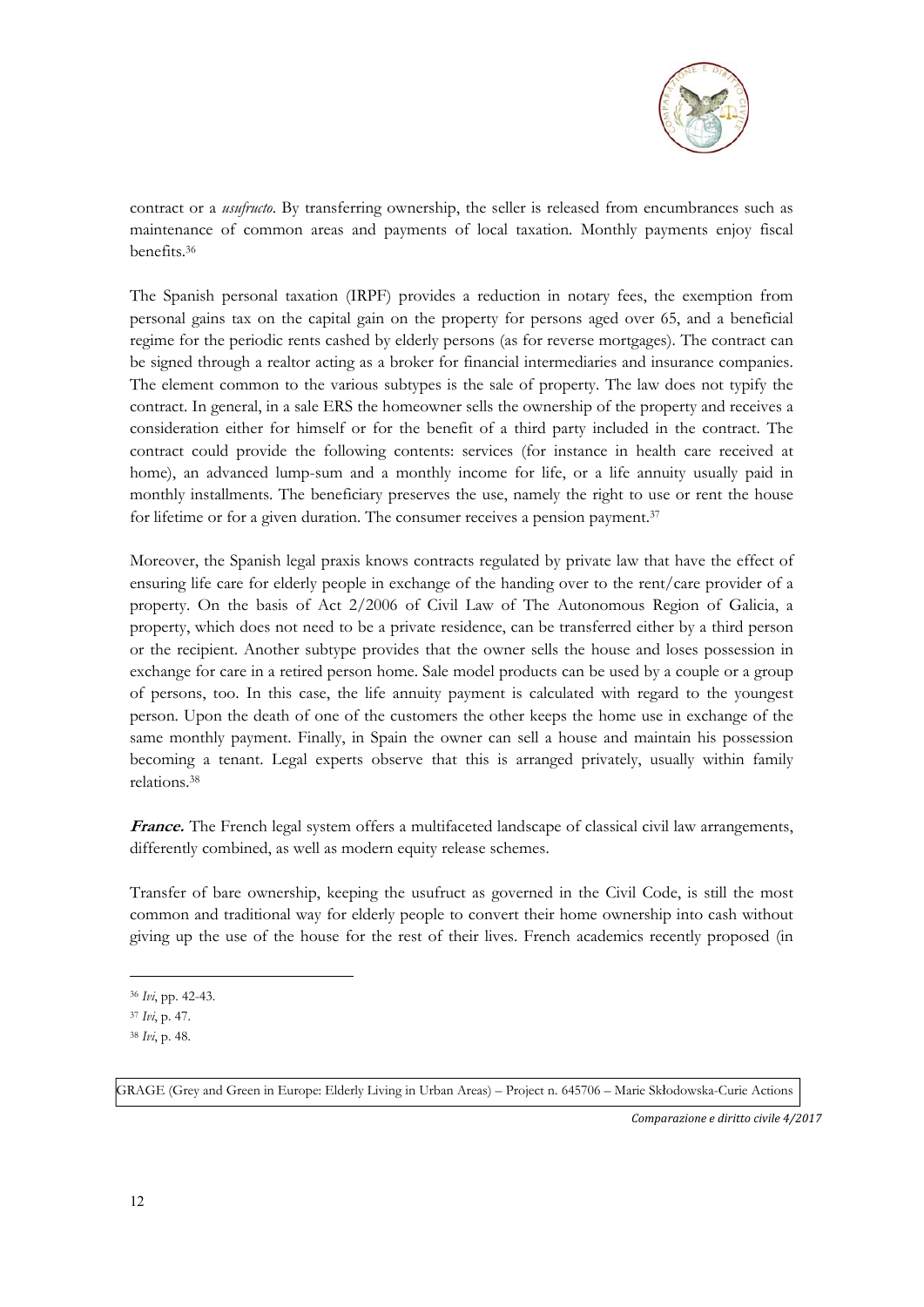contract or a *usufructo*. By transferring ownership, the seller is released from encumbrances such as maintenance of common areas and payments of local taxation. Monthly payments enjoy fiscal benefits.[36]

The Spanish personal taxation (IRPF) provides a reduction in notary fees, the exemption from personal gains tax on the capital gain on the property for persons aged over 65, and a beneficial regime for the periodic rents cashed by elderly persons (as for reverse mortgages). The contract can be signed through a realtor acting as a broker for financial intermediaries and insurance companies. The element common to the various subtypes is the sale of property. The law does not typify the contract. In general, in a sale ERS the homeowner sells the ownership of the property and receives a consideration either for himself or for the benefit of a third party included in the contract. The contract could provide the following contents: services (for instance in health care received at home), an advanced lump-sum and a monthly income for life, or a life annuity usually paid in monthly installments. The beneficiary preserves the use, namely the right to use or rent the house for lifetime or for a given duration. The consumer receives a pension payment.[37]

Moreover, the Spanish legal praxis knows contracts regulated by private law that have the effect of ensuring life care for elderly people in exchange of the handing over to the rent/care provider of a property. On the basis of Act 2/2006 of Civil Law of The Autonomous Region of Galicia, a property, which does not need to be a private residence, can be transferred either by a third person or the recipient. Another subtype provides that the owner sells the house and loses possession in exchange for care in a retired person home. Sale model products can be used by a couple or a group of persons, too. In this case, the life annuity payment is calculated with regard to the youngest person. Upon the death of one of the customers the other keeps the home use in exchange of the same monthly payment. Finally, in Spain the owner can sell a house and maintain his possession becoming a tenant. Legal experts observe that this is arranged privately, usually within family relations.[38]

***France.*** The French legal system offers a multifaceted landscape of classical civil law arrangements, differently combined, as well as modern equity release schemes.

Transfer of bare ownership, keeping the usufruct as governed in the Civil Code, is still the most common and traditional way for elderly people to convert their home ownership into cash without giving up the use of the house for the rest of their lives. French academics recently proposed (in

---

[36] *Ivi*, pp. 42-43.

[37] *Ivi*, p. 47.

[38] *Ivi*, p. 48.

GRAGE (Grey and Green in Europe: Elderly Living in Urban Areas) – Project n. 645706 – Marie Skłodowska-Curie Actions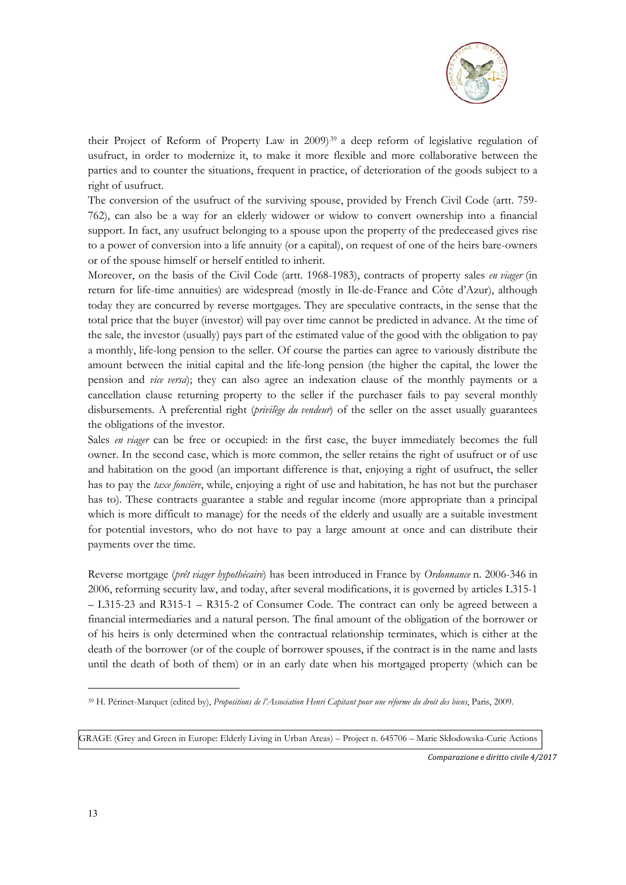their Project of Reform of Property Law in 2009)[39] a deep reform of legislative regulation of usufruct, in order to modernize it, to make it more flexible and more collaborative between the parties and to counter the situations, frequent in practice, of deterioration of the goods subject to a right of usufruct.

The conversion of the usufruct of the surviving spouse, provided by French Civil Code (artt. 759-762), can also be a way for an elderly widower or widow to convert ownership into a financial support. In fact, any usufruct belonging to a spouse upon the property of the predeceased gives rise to a power of conversion into a life annuity (or a capital), on request of one of the heirs bare-owners or of the spouse himself or herself entitled to inherit.

Moreover, on the basis of the Civil Code (artt. 1968-1983), contracts of property sales *en viager* (in return for life-time annuities) are widespread (mostly in Ile-de-France and Côte d'Azur), although today they are concurred by reverse mortgages. They are speculative contracts, in the sense that the total price that the buyer (investor) will pay over time cannot be predicted in advance. At the time of the sale, the investor (usually) pays part of the estimated value of the good with the obligation to pay a monthly, life-long pension to the seller. Of course the parties can agree to variously distribute the amount between the initial capital and the life-long pension (the higher the capital, the lower the pension and *vice versa*); they can also agree an indexation clause of the monthly payments or a cancellation clause returning property to the seller if the purchaser fails to pay several monthly disbursements. A preferential right (*privilège du vendeur*) of the seller on the asset usually guarantees the obligations of the investor.

Sales *en viager* can be free or occupied: in the first case, the buyer immediately becomes the full owner. In the second case, which is more common, the seller retains the right of usufruct or of use and habitation on the good (an important difference is that, enjoying a right of usufruct, the seller has to pay the *taxe foncière*, while, enjoying a right of use and habitation, he has not but the purchaser has to). These contracts guarantee a stable and regular income (more appropriate than a principal which is more difficult to manage) for the needs of the elderly and usually are a suitable investment for potential investors, who do not have to pay a large amount at once and can distribute their payments over the time.

Reverse mortgage (*prêt viager hypothécaire*) has been introduced in France by *Ordonnance* n. 2006-346 in 2006, reforming security law, and today, after several modifications, it is governed by articles L315-1 – L315-23 and R315-1 – R315-2 of Consumer Code. The contract can only be agreed between a financial intermediaries and a natural person. The final amount of the obligation of the borrower or of his heirs is only determined when the contractual relationship terminates, which is either at the death of the borrower (or of the couple of borrower spouses, if the contract is in the name and lasts until the death of both of them) or in an early date when his mortgaged property (which can be

[39] H. Périnet-Marquet (edited by), *Propositions de l'Association Henri Capitant pour une réforme du droit des biens*, Paris, 2009.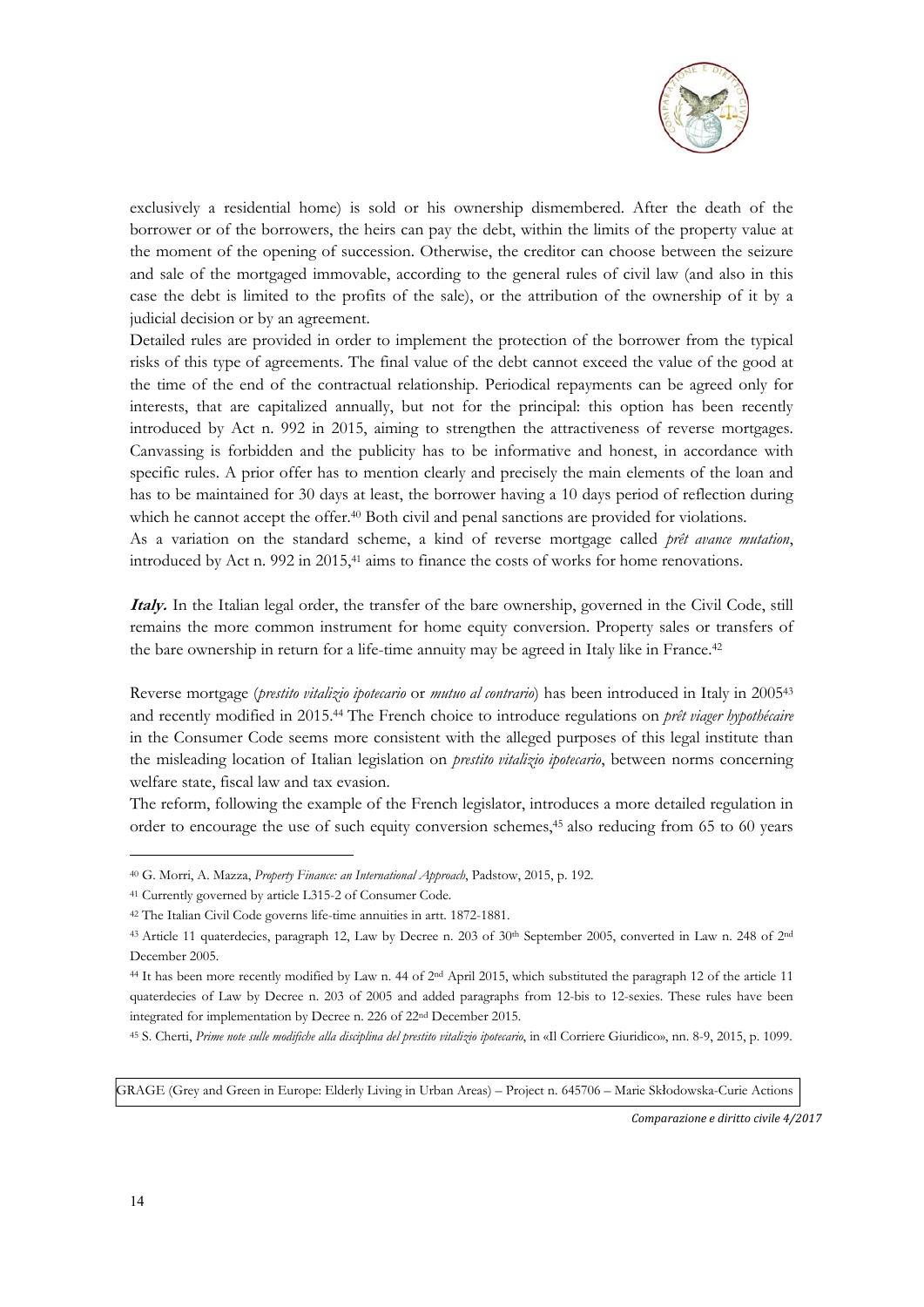exclusively a residential home) is sold or his ownership dismembered. After the death of the borrower or of the borrowers, the heirs can pay the debt, within the limits of the property value at the moment of the opening of succession. Otherwise, the creditor can choose between the seizure and sale of the mortgaged immovable, according to the general rules of civil law (and also in this case the debt is limited to the profits of the sale), or the attribution of the ownership of it by a judicial decision or by an agreement.

Detailed rules are provided in order to implement the protection of the borrower from the typical risks of this type of agreements. The final value of the debt cannot exceed the value of the good at the time of the end of the contractual relationship. Periodical repayments can be agreed only for interests, that are capitalized annually, but not for the principal: this option has been recently introduced by Act n. 992 in 2015, aiming to strengthen the attractiveness of reverse mortgages. Canvassing is forbidden and the publicity has to be informative and honest, in accordance with specific rules. A prior offer has to mention clearly and precisely the main elements of the loan and has to be maintained for 30 days at least, the borrower having a 10 days period of reflection during which he cannot accept the offer.[40] Both civil and penal sanctions are provided for violations.

As a variation on the standard scheme, a kind of reverse mortgage called *prêt avance mutation*, introduced by Act n. 992 in 2015,[41] aims to finance the costs of works for home renovations.

***Italy.*** In the Italian legal order, the transfer of the bare ownership, governed in the Civil Code, still remains the more common instrument for home equity conversion. Property sales or transfers of the bare ownership in return for a life-time annuity may be agreed in Italy like in France.[42]

Reverse mortgage (*prestito vitalizio ipotecario* or *mutuo al contrario*) has been introduced in Italy in 2005[43] and recently modified in 2015.[44] The French choice to introduce regulations on *prêt viager hypothécaire* in the Consumer Code seems more consistent with the alleged purposes of this legal institute than the misleading location of Italian legislation on *prestito vitalizio ipotecario*, between norms concerning welfare state, fiscal law and tax evasion.

The reform, following the example of the French legislator, introduces a more detailed regulation in order to encourage the use of such equity conversion schemes,[45] also reducing from 65 to 60 years

---

[40] G. Morri, A. Mazza, *Property Finance: an International Approach*, Padstow, 2015, p. 192.

[41] Currently governed by article L315-2 of Consumer Code.

[42] The Italian Civil Code governs life-time annuities in artt. 1872-1881.

[43] Article 11 quaterdecies, paragraph 12, Law by Decree n. 203 of 30th September 2005, converted in Law n. 248 of 2nd December 2005.

[44] It has been more recently modified by Law n. 44 of 2nd April 2015, which substituted the paragraph 12 of the article 11 quaterdecies of Law by Decree n. 203 of 2005 and added paragraphs from 12-bis to 12-sexies. These rules have been integrated for implementation by Decree n. 226 of 22nd December 2015.

[45] S. Cherti, *Prime note sulle modifiche alla disciplina del prestito vitalizio ipotecario*, in «Il Corriere Giuridico», nn. 8-9, 2015, p. 1099.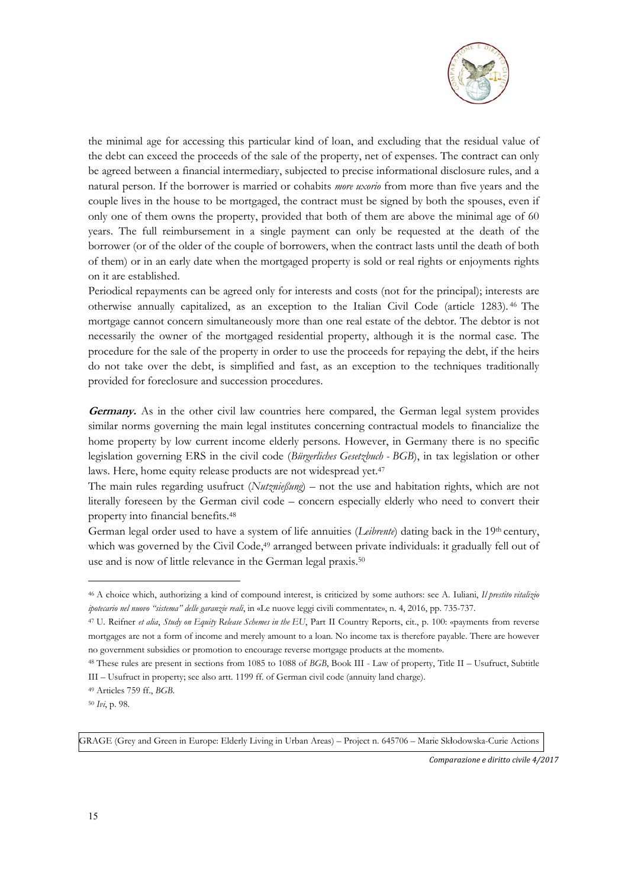the minimal age for accessing this particular kind of loan, and excluding that the residual value of the debt can exceed the proceeds of the sale of the property, net of expenses. The contract can only be agreed between a financial intermediary, subjected to precise informational disclosure rules, and a natural person. If the borrower is married or cohabits *more uxorio* from more than five years and the couple lives in the house to be mortgaged, the contract must be signed by both the spouses, even if only one of them owns the property, provided that both of them are above the minimal age of 60 years. The full reimbursement in a single payment can only be requested at the death of the borrower (or of the older of the couple of borrowers, when the contract lasts until the death of both of them) or in an early date when the mortgaged property is sold or real rights or enjoyments rights on it are established.

Periodical repayments can be agreed only for interests and costs (not for the principal); interests are otherwise annually capitalized, as an exception to the Italian Civil Code (article 1283).[46] The mortgage cannot concern simultaneously more than one real estate of the debtor. The debtor is not necessarily the owner of the mortgaged residential property, although it is the normal case. The procedure for the sale of the property in order to use the proceeds for repaying the debt, if the heirs do not take over the debt, is simplified and fast, as an exception to the techniques traditionally provided for foreclosure and succession procedures.

***Germany.*** As in the other civil law countries here compared, the German legal system provides similar norms governing the main legal institutes concerning contractual models to financialize the home property by low current income elderly persons. However, in Germany there is no specific legislation governing ERS in the civil code (*Bürgerliches Gesetzbuch - BGB*), in tax legislation or other laws. Here, home equity release products are not widespread yet.[47]

The main rules regarding usufruct (*Nutznießung*) – not the use and habitation rights, which are not literally foreseen by the German civil code – concern especially elderly who need to convert their property into financial benefits.[48]

German legal order used to have a system of life annuities (*Leibrente*) dating back in the 19th century, which was governed by the Civil Code,[49] arranged between private individuals: it gradually fell out of use and is now of little relevance in the German legal praxis.[50]

---

[46] A choice which, authorizing a kind of compound interest, is criticized by some authors: see A. Iuliani, *Il prestito vitalizio ipotecario nel nuovo "sistema" delle garanzie reali*, in «Le nuove leggi civili commentate», n. 4, 2016, pp. 735-737.

[47] U. Reifner *et alia*, *Study on Equity Release Schemes in the EU*, Part II Country Reports, cit., p. 100: «payments from reverse mortgages are not a form of income and merely amount to a loan. No income tax is therefore payable. There are however no government subsidies or promotion to encourage reverse mortgage products at the moment».

[48] These rules are present in sections from 1085 to 1088 of *BGB*, Book III - Law of property, Title II – Usufruct, Subtitle III – Usufruct in property; see also artt. 1199 ff. of German civil code (annuity land charge).

[49] Articles 759 ff., *BGB*.

[50] *Ivi*, p. 98.

GRAGE (Grey and Green in Europe: Elderly Living in Urban Areas) – Project n. 645706 – Marie Skłodowska-Curie Actions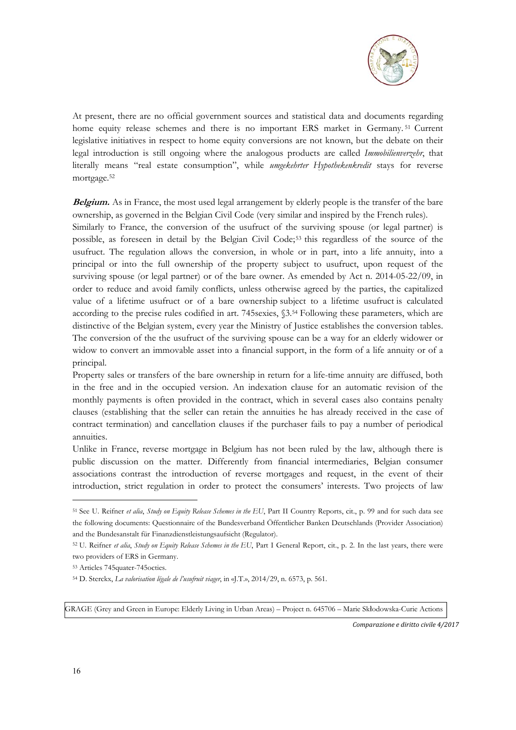At present, there are no official government sources and statistical data and documents regarding home equity release schemes and there is no important ERS market in Germany.[51] Current legislative initiatives in respect to home equity conversions are not known, but the debate on their legal introduction is still ongoing where the analogous products are called *Immobilienverzehr*, that literally means "real estate consumption", while *umgekehrter Hypothekenkredit* stays for reverse mortgage.[52]

***Belgium.*** As in France, the most used legal arrangement by elderly people is the transfer of the bare ownership, as governed in the Belgian Civil Code (very similar and inspired by the French rules).

Similarly to France, the conversion of the usufruct of the surviving spouse (or legal partner) is possible, as foreseen in detail by the Belgian Civil Code;[53] this regardless of the source of the usufruct. The regulation allows the conversion, in whole or in part, into a life annuity, into a principal or into the full ownership of the property subject to usufruct, upon request of the surviving spouse (or legal partner) or of the bare owner. As emended by Act n. 2014-05-22/09, in order to reduce and avoid family conflicts, unless otherwise agreed by the parties, the capitalized value of a lifetime usufruct or of a bare ownership subject to a lifetime usufruct is calculated according to the precise rules codified in art. 745sexies, §3.[54] Following these parameters, which are distinctive of the Belgian system, every year the Ministry of Justice establishes the conversion tables. The conversion of the the usufruct of the surviving spouse can be a way for an elderly widower or widow to convert an immovable asset into a financial support, in the form of a life annuity or of a principal.

Property sales or transfers of the bare ownership in return for a life-time annuity are diffused, both in the free and in the occupied version. An indexation clause for an automatic revision of the monthly payments is often provided in the contract, which in several cases also contains penalty clauses (establishing that the seller can retain the annuities he has already received in the case of contract termination) and cancellation clauses if the purchaser fails to pay a number of periodical annuities.

Unlike in France, reverse mortgage in Belgium has not been ruled by the law, although there is public discussion on the matter. Differently from financial intermediaries, Belgian consumer associations contrast the introduction of reverse mortgages and request, in the event of their introduction, strict regulation in order to protect the consumers' interests. Two projects of law

---

[51] See U. Reifner *et alia*, *Study on Equity Release Schemes in the EU*, Part II Country Reports, cit., p. 99 and for such data see the following documents: Questionnaire of the Bundesverband Öffentlicher Banken Deutschlands (Provider Association) and the Bundesanstalt für Finanzdienstleistungsaufsicht (Regulator).

[52] U. Reifner *et alia*, *Study on Equity Release Schemes in the EU*, Part I General Report, cit., p. 2. In the last years, there were two providers of ERS in Germany.

[53] Articles 745quater-745octies.

[54] D. Sterckx, *La valorisation légale de l'usufruit viager*, in «J.T.», 2014/29, n. 6573, p. 561.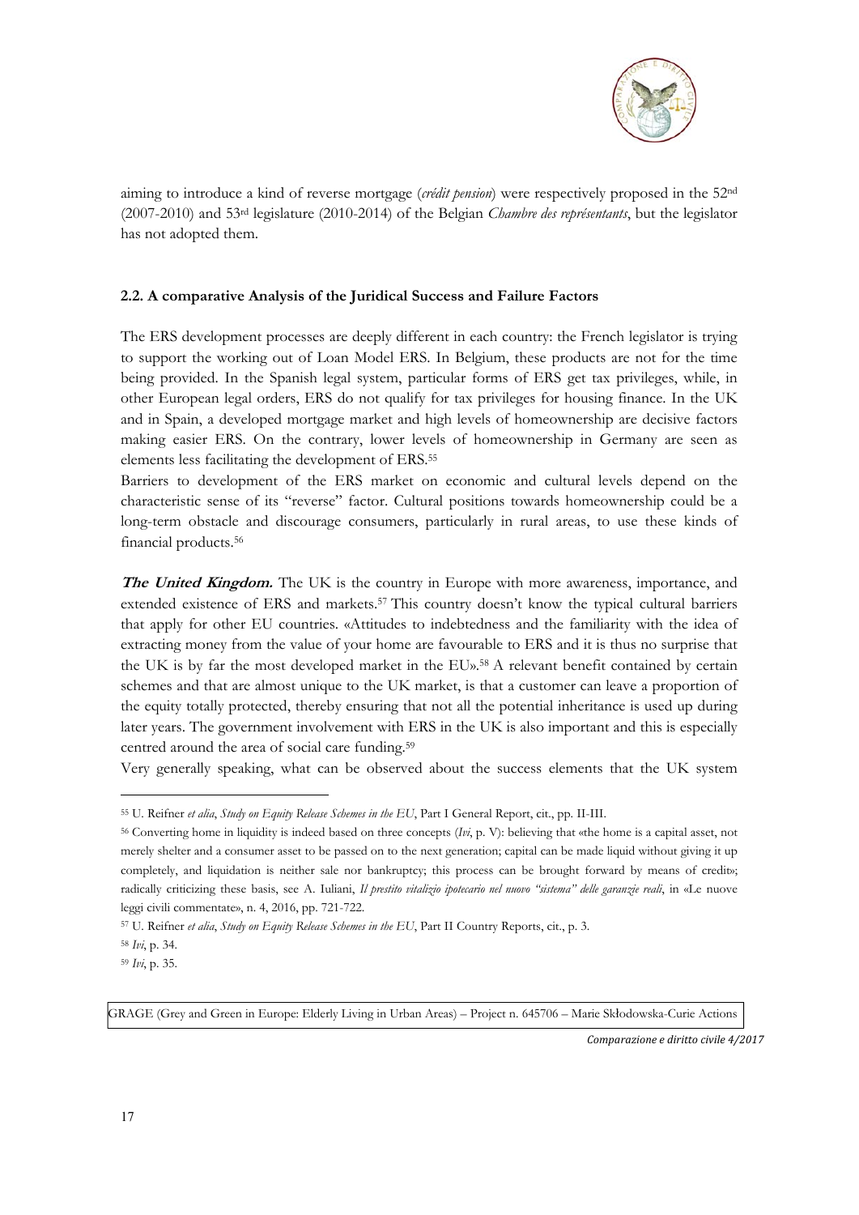aiming to introduce a kind of reverse mortgage (*crédit pension*) were respectively proposed in the 52nd (2007-2010) and 53rd legislature (2010-2014) of the Belgian *Chambre des représentants*, but the legislator has not adopted them.

### 2.2. A comparative Analysis of the Juridical Success and Failure Factors

The ERS development processes are deeply different in each country: the French legislator is trying to support the working out of Loan Model ERS. In Belgium, these products are not for the time being provided. In the Spanish legal system, particular forms of ERS get tax privileges, while, in other European legal orders, ERS do not qualify for tax privileges for housing finance. In the UK and in Spain, a developed mortgage market and high levels of homeownership are decisive factors making easier ERS. On the contrary, lower levels of homeownership in Germany are seen as elements less facilitating the development of ERS.[55]

Barriers to development of the ERS market on economic and cultural levels depend on the characteristic sense of its "reverse" factor. Cultural positions towards homeownership could be a long-term obstacle and discourage consumers, particularly in rural areas, to use these kinds of financial products.[56]

***The United Kingdom.*** The UK is the country in Europe with more awareness, importance, and extended existence of ERS and markets.[57] This country doesn't know the typical cultural barriers that apply for other EU countries. «Attitudes to indebtedness and the familiarity with the idea of extracting money from the value of your home are favourable to ERS and it is thus no surprise that the UK is by far the most developed market in the EU».[58] A relevant benefit contained by certain schemes and that are almost unique to the UK market, is that a customer can leave a proportion of the equity totally protected, thereby ensuring that not all the potential inheritance is used up during later years. The government involvement with ERS in the UK is also important and this is especially centred around the area of social care funding.[59]

Very generally speaking, what can be observed about the success elements that the UK system

---

[55] U. Reifner *et alia*, *Study on Equity Release Schemes in the EU*, Part I General Report, cit., pp. II-III.

[56] Converting home in liquidity is indeed based on three concepts (*Ivi*, p. V): believing that «the home is a capital asset, not merely shelter and a consumer asset to be passed on to the next generation; capital can be made liquid without giving it up completely, and liquidation is neither sale nor bankruptcy; this process can be brought forward by means of credit»; radically criticizing these basis, see A. Iuliani, *Il prestito vitalizio ipotecario nel nuovo "sistema" delle garanzie reali*, in «Le nuove leggi civili commentate», n. 4, 2016, pp. 721-722.

[57] U. Reifner *et alia*, *Study on Equity Release Schemes in the EU*, Part II Country Reports, cit., p. 3.

[58] *Ivi*, p. 34.

[59] *Ivi*, p. 35.

GRAGE (Grey and Green in Europe: Elderly Living in Urban Areas) – Project n. 645706 – Marie Skłodowska-Curie Actions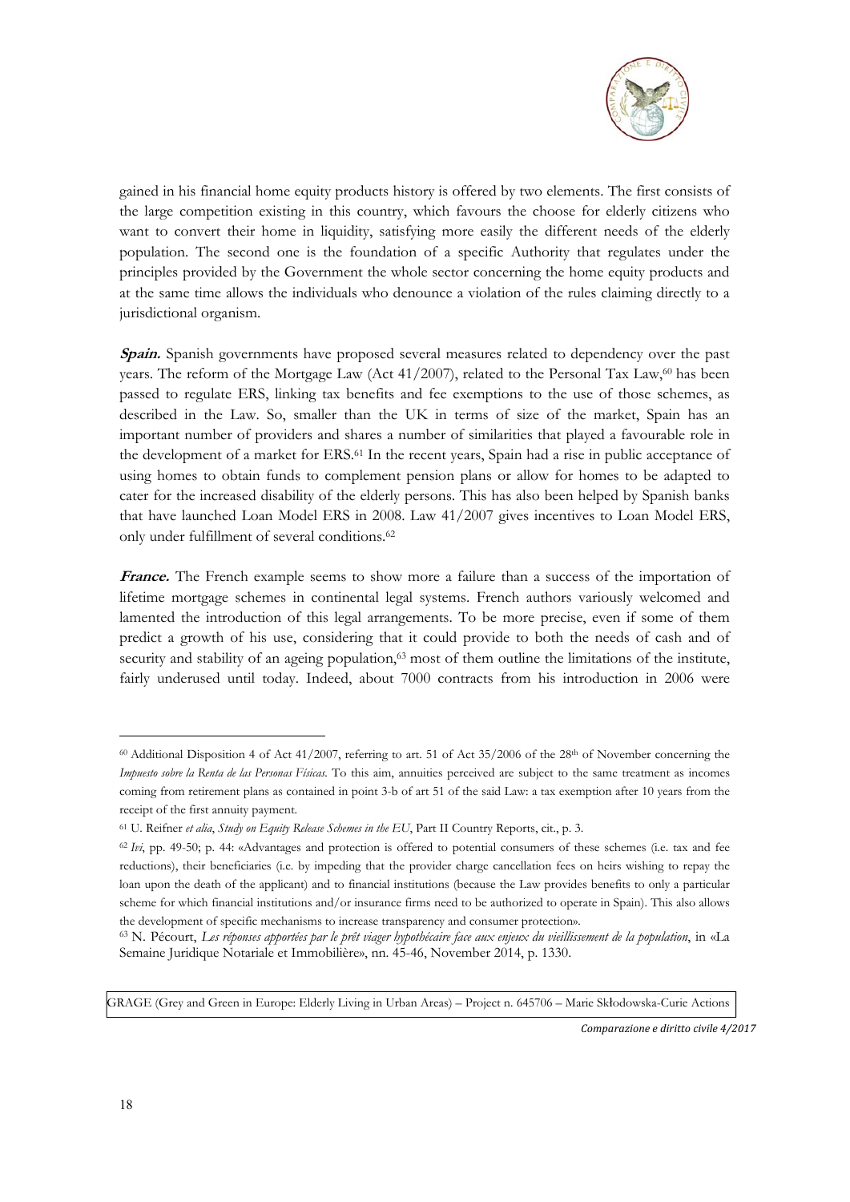gained in his financial home equity products history is offered by two elements. The first consists of the large competition existing in this country, which favours the choose for elderly citizens who want to convert their home in liquidity, satisfying more easily the different needs of the elderly population. The second one is the foundation of a specific Authority that regulates under the principles provided by the Government the whole sector concerning the home equity products and at the same time allows the individuals who denounce a violation of the rules claiming directly to a jurisdictional organism.

***Spain.*** Spanish governments have proposed several measures related to dependency over the past years. The reform of the Mortgage Law (Act 41/2007), related to the Personal Tax Law,[60] has been passed to regulate ERS, linking tax benefits and fee exemptions to the use of those schemes, as described in the Law. So, smaller than the UK in terms of size of the market, Spain has an important number of providers and shares a number of similarities that played a favourable role in the development of a market for ERS.[61] In the recent years, Spain had a rise in public acceptance of using homes to obtain funds to complement pension plans or allow for homes to be adapted to cater for the increased disability of the elderly persons. This has also been helped by Spanish banks that have launched Loan Model ERS in 2008. Law 41/2007 gives incentives to Loan Model ERS, only under fulfillment of several conditions.[62]

***France.*** The French example seems to show more a failure than a success of the importation of lifetime mortgage schemes in continental legal systems. French authors variously welcomed and lamented the introduction of this legal arrangements. To be more precise, even if some of them predict a growth of his use, considering that it could provide to both the needs of cash and of security and stability of an ageing population,[63] most of them outline the limitations of the institute, fairly underused until today. Indeed, about 7000 contracts from his introduction in 2006 were

---

[60] Additional Disposition 4 of Act 41/2007, referring to art. 51 of Act 35/2006 of the 28th of November concerning the *Impuesto sobre la Renta de las Personas Físicas*. To this aim, annuities perceived are subject to the same treatment as incomes coming from retirement plans as contained in point 3-b of art 51 of the said Law: a tax exemption after 10 years from the receipt of the first annuity payment.

[61] U. Reifner *et alia*, *Study on Equity Release Schemes in the EU*, Part II Country Reports, cit., p. 3.

[62] *Ivi*, pp. 49-50; p. 44: «Advantages and protection is offered to potential consumers of these schemes (i.e. tax and fee reductions), their beneficiaries (i.e. by impeding that the provider charge cancellation fees on heirs wishing to repay the loan upon the death of the applicant) and to financial institutions (because the Law provides benefits to only a particular scheme for which financial institutions and/or insurance firms need to be authorized to operate in Spain). This also allows the development of specific mechanisms to increase transparency and consumer protection».

[63] N. Pécourt, *Les réponses apportées par le prêt viager hypothécaire face aux enjeux du vieillissement de la population*, in «La Semaine Juridique Notariale et Immobilière», nn. 45-46, November 2014, p. 1330.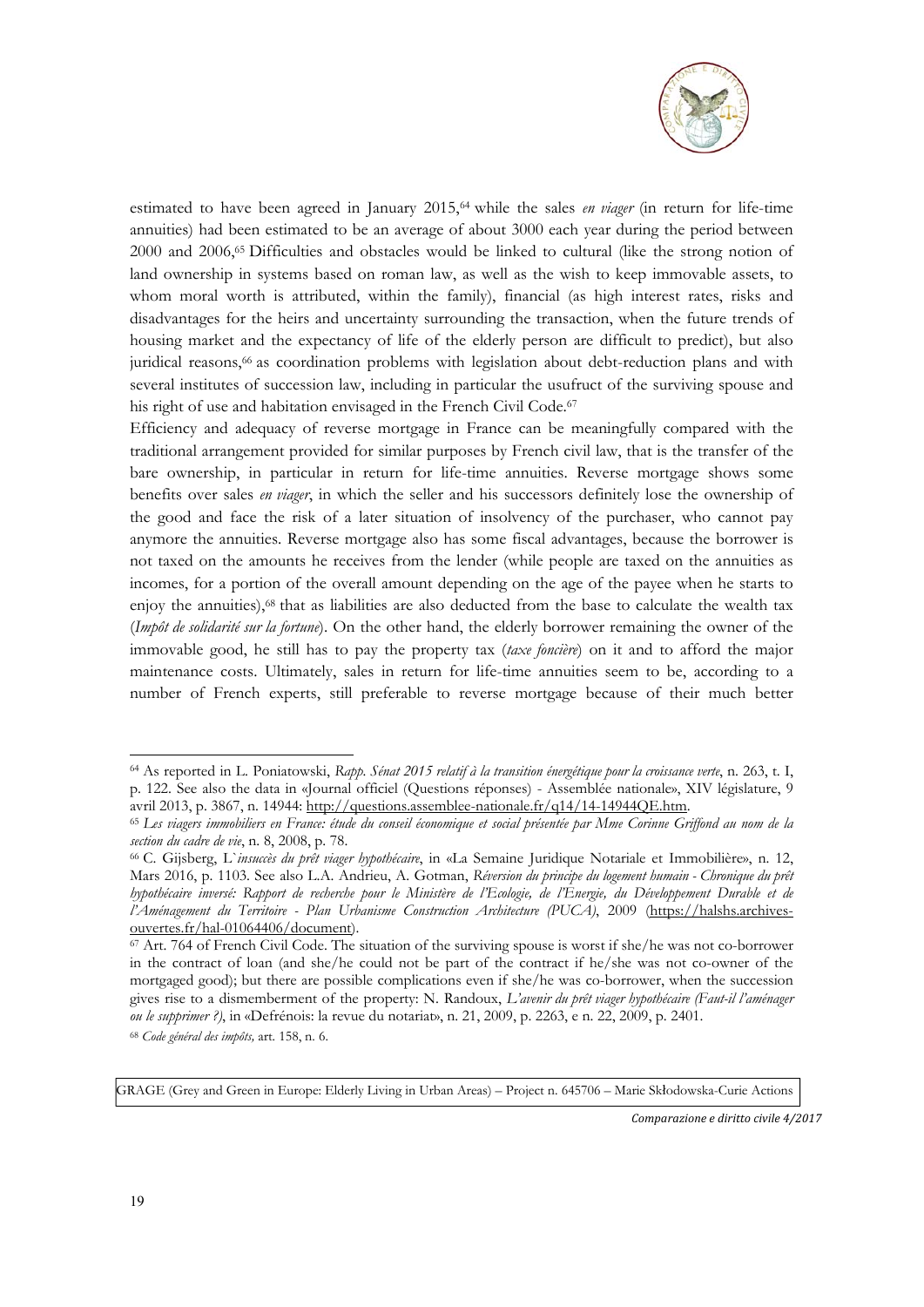estimated to have been agreed in January 2015,[64] while the sales *en viager* (in return for life-time annuities) had been estimated to be an average of about 3000 each year during the period between 2000 and 2006,[65] Difficulties and obstacles would be linked to cultural (like the strong notion of land ownership in systems based on roman law, as well as the wish to keep immovable assets, to whom moral worth is attributed, within the family), financial (as high interest rates, risks and disadvantages for the heirs and uncertainty surrounding the transaction, when the future trends of housing market and the expectancy of life of the elderly person are difficult to predict), but also juridical reasons,[66] as coordination problems with legislation about debt-reduction plans and with several institutes of succession law, including in particular the usufruct of the surviving spouse and his right of use and habitation envisaged in the French Civil Code.[67]

Efficiency and adequacy of reverse mortgage in France can be meaningfully compared with the traditional arrangement provided for similar purposes by French civil law, that is the transfer of the bare ownership, in particular in return for life-time annuities. Reverse mortgage shows some benefits over sales *en viager*, in which the seller and his successors definitely lose the ownership of the good and face the risk of a later situation of insolvency of the purchaser, who cannot pay anymore the annuities. Reverse mortgage also has some fiscal advantages, because the borrower is not taxed on the amounts he receives from the lender (while people are taxed on the annuities as incomes, for a portion of the overall amount depending on the age of the payee when he starts to enjoy the annuities),[68] that as liabilities are also deducted from the base to calculate the wealth tax (*Impôt de solidarité sur la fortune*). On the other hand, the elderly borrower remaining the owner of the immovable good, he still has to pay the property tax (*taxe foncière*) on it and to afford the major maintenance costs. Ultimately, sales in return for life-time annuities seem to be, according to a number of French experts, still preferable to reverse mortgage because of their much better

---

[64] As reported in L. Poniatowski, *Rapp. Sénat 2015 relatif à la transition énergétique pour la croissance verte*, n. 263, t. I, p. 122. See also the data in «Journal officiel (Questions réponses) - Assemblée nationale», XIV législature, 9 avril 2013, p. 3867, n. 14944: http://questions.assemblee-nationale.fr/q14/14-14944QE.htm.

[65] *Les viagers immobiliers en France: étude du conseil économique et social présentée par Mme Corinne Griffond au nom de la section du cadre de vie*, n. 8, 2008, p. 78.

[66] C. Gijsberg, *L'insuccès du prêt viager hypothécaire*, in «La Semaine Juridique Notariale et Immobilière», n. 12, Mars 2016, p. 1103. See also L.A. Andrieu, A. Gotman, *Réversion du principe du logement humain - Chronique du prêt hypothécaire inversé: Rapport de recherche pour le Ministère de l'Ecologie, de l'Energie, du Développement Durable et de l'Aménagement du Territoire - Plan Urbanisme Construction Architecture (PUCA)*, 2009 (https://halshs.archives-ouvertes.fr/hal-01064406/document).

[67] Art. 764 of French Civil Code. The situation of the surviving spouse is worst if she/he was not co-borrower in the contract of loan (and she/he could not be part of the contract if he/she was not co-owner of the mortgaged good); but there are possible complications even if she/he was co-borrower, when the succession gives rise to a dismemberment of the property: N. Randoux, *L'avenir du prêt viager hypothécaire (Faut-il l'aménager ou le supprimer ?)*, in «Defrénois: la revue du notariat», n. 21, 2009, p. 2263, e n. 22, 2009, p. 2401.

[68] *Code général des impôts*, art. 158, n. 6.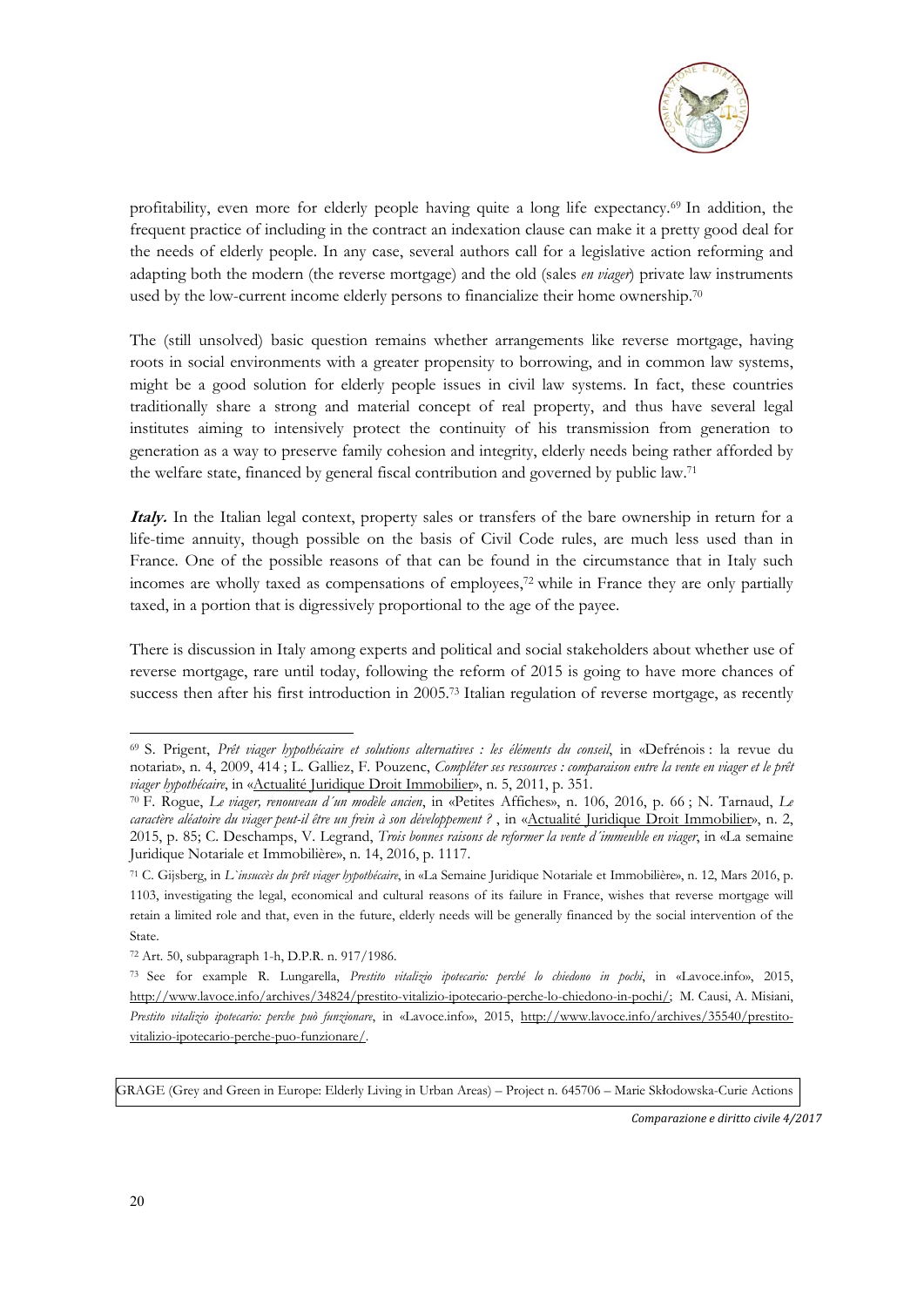profitability, even more for elderly people having quite a long life expectancy.[69] In addition, the frequent practice of including in the contract an indexation clause can make it a pretty good deal for the needs of elderly people. In any case, several authors call for a legislative action reforming and adapting both the modern (the reverse mortgage) and the old (sales *en viager*) private law instruments used by the low-current income elderly persons to financialize their home ownership.[70]

The (still unsolved) basic question remains whether arrangements like reverse mortgage, having roots in social environments with a greater propensity to borrowing, and in common law systems, might be a good solution for elderly people issues in civil law systems. In fact, these countries traditionally share a strong and material concept of real property, and thus have several legal institutes aiming to intensively protect the continuity of his transmission from generation to generation as a way to preserve family cohesion and integrity, elderly needs being rather afforded by the welfare state, financed by general fiscal contribution and governed by public law.[71]

***Italy.*** In the Italian legal context, property sales or transfers of the bare ownership in return for a life-time annuity, though possible on the basis of Civil Code rules, are much less used than in France. One of the possible reasons of that can be found in the circumstance that in Italy such incomes are wholly taxed as compensations of employees,[72] while in France they are only partially taxed, in a portion that is digressively proportional to the age of the payee.

There is discussion in Italy among experts and political and social stakeholders about whether use of reverse mortgage, rare until today, following the reform of 2015 is going to have more chances of success then after his first introduction in 2005.[73] Italian regulation of reverse mortgage, as recently

---

[69] S. Prigent, *Prêt viager hypothécaire et solutions alternatives : les éléments du conseil*, in «Defrénois : la revue du notariat», n. 4, 2009, 414 ; L. Galliez, F. Pouzenc, *Compléter ses ressources : comparaison entre la vente en viager et le prêt viager hypothécaire*, in «Actualité Juridique Droit Immobilier», n. 5, 2011, p. 351.

[70] F. Rogue, *Le viager, renouveau d´un modèle ancien*, in «Petites Affiches», n. 106, 2016, p. 66 ; N. Tarnaud, *Le caractère aléatoire du viager peut-il être un frein à son développement ?* , in «Actualité Juridique Droit Immobilier», n. 2, 2015, p. 85; C. Deschamps, V. Legrand, *Trois bonnes raisons de reformer la vente d´immeuble en viager*, in «La semaine Juridique Notariale et Immobilière», n. 14, 2016, p. 1117.

[71] C. Gijsberg, in *L`insuccès du prêt viager hypothécaire*, in «La Semaine Juridique Notariale et Immobilière», n. 12, Mars 2016, p. 1103, investigating the legal, economical and cultural reasons of its failure in France, wishes that reverse mortgage will retain a limited role and that, even in the future, elderly needs will be generally financed by the social intervention of the State.

[72] Art. 50, subparagraph 1-h, D.P.R. n. 917/1986.

[73] See for example R. Lungarella, *Prestito vitalizio ipotecario: perché lo chiedono in pochi*, in «Lavoce.info», 2015, http://www.lavoce.info/archives/34824/prestito-vitalizio-ipotecario-perche-lo-chiedono-in-pochi/; M. Causi, A. Misiani, *Prestito vitalizio ipotecario: perche può funzionare*, in «Lavoce.info», 2015, http://www.lavoce.info/archives/35540/prestito-vitalizio-ipotecario-perche-puo-funzionare/.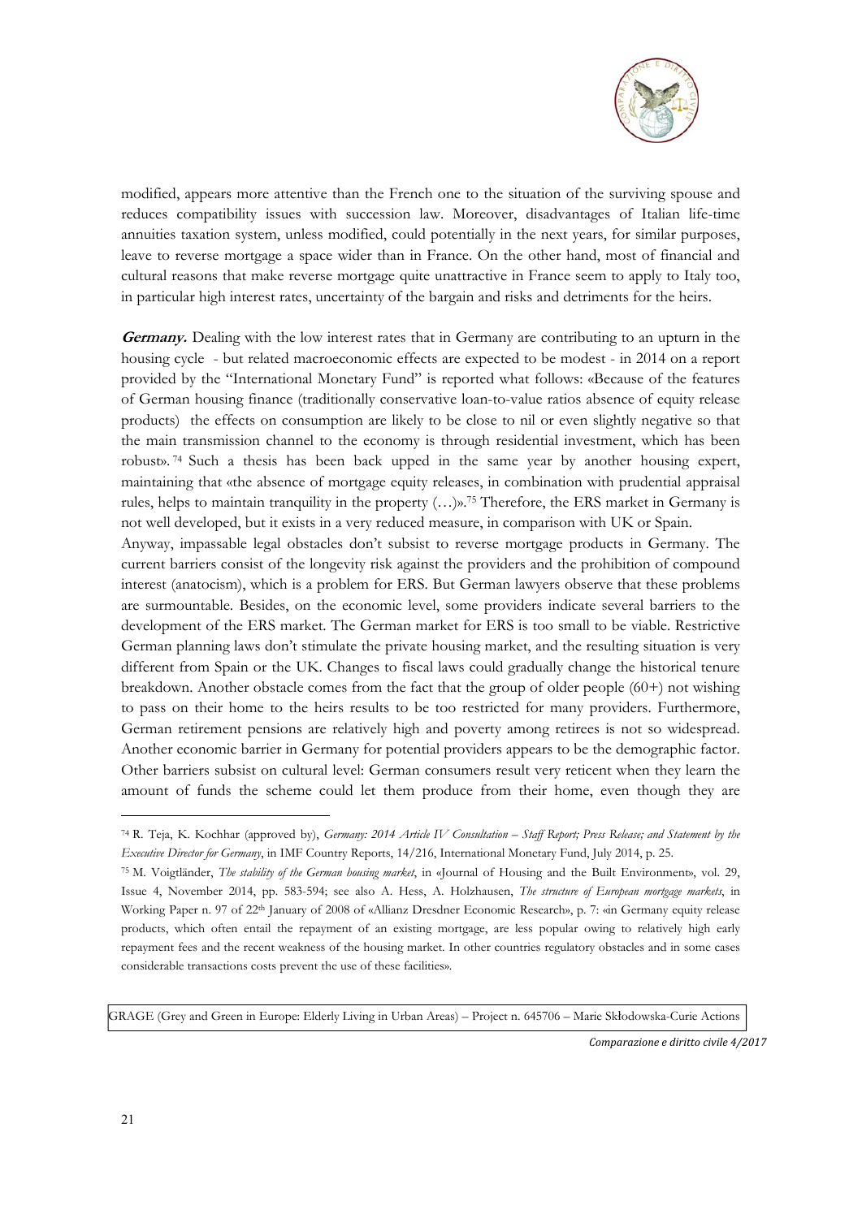modified, appears more attentive than the French one to the situation of the surviving spouse and reduces compatibility issues with succession law. Moreover, disadvantages of Italian life-time annuities taxation system, unless modified, could potentially in the next years, for similar purposes, leave to reverse mortgage a space wider than in France. On the other hand, most of financial and cultural reasons that make reverse mortgage quite unattractive in France seem to apply to Italy too, in particular high interest rates, uncertainty of the bargain and risks and detriments for the heirs.

***Germany.*** Dealing with the low interest rates that in Germany are contributing to an upturn in the housing cycle - but related macroeconomic effects are expected to be modest - in 2014 on a report provided by the "International Monetary Fund" is reported what follows: «Because of the features of German housing finance (traditionally conservative loan-to-value ratios absence of equity release products) the effects on consumption are likely to be close to nil or even slightly negative so that the main transmission channel to the economy is through residential investment, which has been robust».[74] Such a thesis has been back upped in the same year by another housing expert, maintaining that «the absence of mortgage equity releases, in combination with prudential appraisal rules, helps to maintain tranquility in the property (…)».[75] Therefore, the ERS market in Germany is not well developed, but it exists in a very reduced measure, in comparison with UK or Spain.

Anyway, impassable legal obstacles don't subsist to reverse mortgage products in Germany. The current barriers consist of the longevity risk against the providers and the prohibition of compound interest (anatocism), which is a problem for ERS. But German lawyers observe that these problems are surmountable. Besides, on the economic level, some providers indicate several barriers to the development of the ERS market. The German market for ERS is too small to be viable. Restrictive German planning laws don't stimulate the private housing market, and the resulting situation is very different from Spain or the UK. Changes to fiscal laws could gradually change the historical tenure breakdown. Another obstacle comes from the fact that the group of older people (60+) not wishing to pass on their home to the heirs results to be too restricted for many providers. Furthermore, German retirement pensions are relatively high and poverty among retirees is not so widespread. Another economic barrier in Germany for potential providers appears to be the demographic factor. Other barriers subsist on cultural level: German consumers result very reticent when they learn the amount of funds the scheme could let them produce from their home, even though they are

---

[74] R. Teja, K. Kochhar (approved by), *Germany: 2014 Article IV Consultation – Staff Report; Press Release; and Statement by the Executive Director for Germany*, in IMF Country Reports, 14/216, International Monetary Fund, July 2014, p. 25.

[75] M. Voigtländer, *The stability of the German housing market*, in «Journal of Housing and the Built Environment», vol. 29, Issue 4, November 2014, pp. 583-594; see also A. Hess, A. Holzhausen, *The structure of European mortgage markets*, in Working Paper n. 97 of 22th January of 2008 of «Allianz Dresdner Economic Research», p. 7: «in Germany equity release products, which often entail the repayment of an existing mortgage, are less popular owing to relatively high early repayment fees and the recent weakness of the housing market. In other countries regulatory obstacles and in some cases considerable transactions costs prevent the use of these facilities».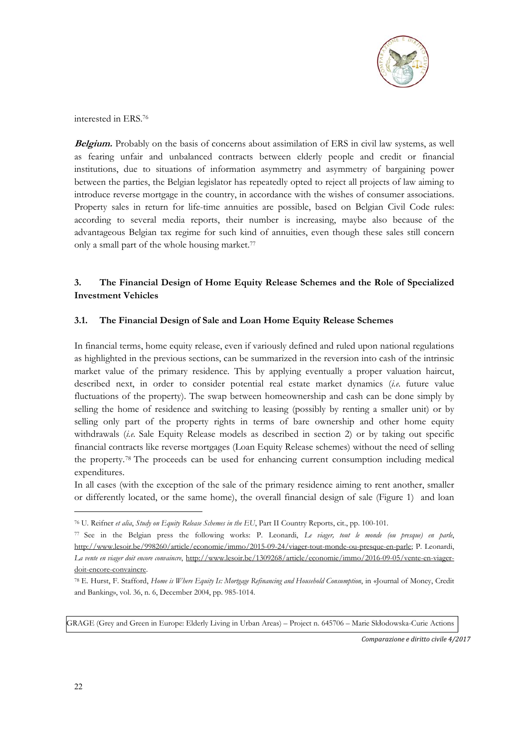interested in ERS.[76]

***Belgium.*** Probably on the basis of concerns about assimilation of ERS in civil law systems, as well as fearing unfair and unbalanced contracts between elderly people and credit or financial institutions, due to situations of information asymmetry and asymmetry of bargaining power between the parties, the Belgian legislator has repeatedly opted to reject all projects of law aiming to introduce reverse mortgage in the country, in accordance with the wishes of consumer associations. Property sales in return for life-time annuities are possible, based on Belgian Civil Code rules: according to several media reports, their number is increasing, maybe also because of the advantageous Belgian tax regime for such kind of annuities, even though these sales still concern only a small part of the whole housing market.[77]

## 3. The Financial Design of Home Equity Release Schemes and the Role of Specialized Investment Vehicles

### 3.1. The Financial Design of Sale and Loan Home Equity Release Schemes

In financial terms, home equity release, even if variously defined and ruled upon national regulations as highlighted in the previous sections, can be summarized in the reversion into cash of the intrinsic market value of the primary residence. This by applying eventually a proper valuation haircut, described next, in order to consider potential real estate market dynamics (*i.e.* future value fluctuations of the property). The swap between homeownership and cash can be done simply by selling the home of residence and switching to leasing (possibly by renting a smaller unit) or by selling only part of the property rights in terms of bare ownership and other home equity withdrawals (*i.e.* Sale Equity Release models as described in section 2) or by taking out specific financial contracts like reverse mortgages (Loan Equity Release schemes) without the need of selling the property.[78] The proceeds can be used for enhancing current consumption including medical expenditures.

In all cases (with the exception of the sale of the primary residence aiming to rent another, smaller or differently located, or the same home), the overall financial design of sale (Figure 1) and loan

---

[76] U. Reifner *et alia*, *Study on Equity Release Schemes in the EU*, Part II Country Reports, cit., pp. 100-101.

[77] See in the Belgian press the following works: P. Leonardi, *Le viager, tout le monde (ou presque) en parle*, http://www.lesoir.be/998260/article/economie/immo/2015-09-24/viager-tout-monde-ou-presque-en-parle; P. Leonardi, *La vente en viager doit encore convaincre*, http://www.lesoir.be/1309268/article/economie/immo/2016-09-05/vente-en-viager-doit-encore-convaincre.

[78] E. Hurst, F. Stafford, *Home is Where Equity Is: Mortgage Refinancing and Household Consumption*, in «Journal of Money, Credit and Banking», vol. 36, n. 6, December 2004, pp. 985-1014.

GRAGE (Grey and Green in Europe: Elderly Living in Urban Areas) – Project n. 645706 – Marie Skłodowska-Curie Actions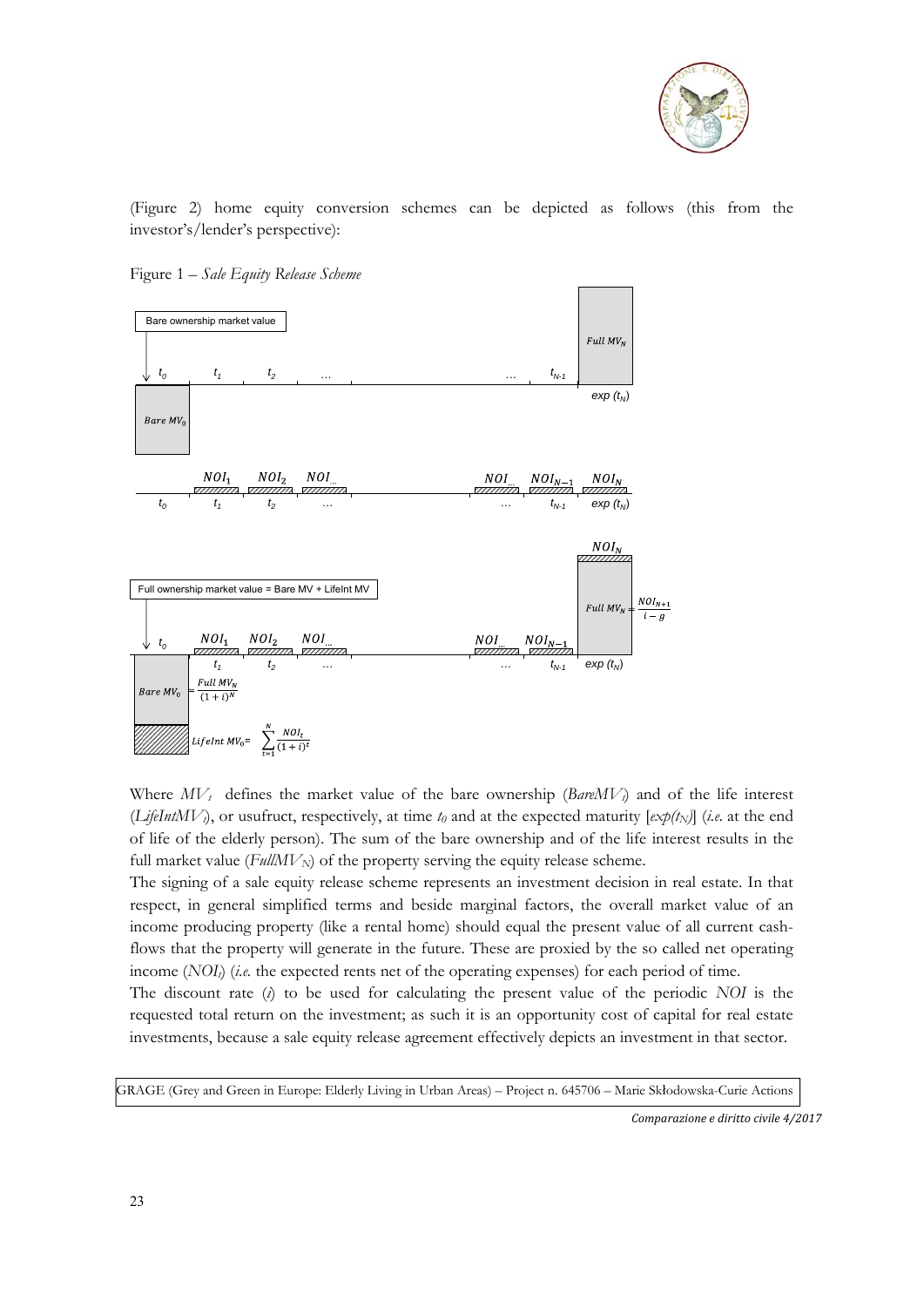(Figure 2) home equity conversion schemes can be depicted as follows (this from the investor's/lender's perspective):

Figure 1 – *Sale Equity Release Scheme*

Bare ownership market value

$t_0$ $t_1$ $t_2$ … … $t_{N-1}$ $exp\ (t_N)$

$Bare\ MV_0$ $Full\ MV_N$

$NOI_1$ $NOI_2$ $NOI_{...}$ $NOI_{...}$ $NOI_{N-1}$ $NOI_N$

$t_0$ $t_1$ $t_2$ … … $t_{N-1}$ $exp\ (t_N)$

Full ownership market value = Bare MV + LifeInt MV

$t_0$ $NOI_1$ $NOI_2$ $NOI_{...}$ $NOI_{...}$ $NOI_{N-1}$ $NOI_N$

$t_1$ $t_2$ … … $t_{N-1}$ $exp\ (t_N)$

$$Full\ MV_N = \frac{NOI_{N+1}}{i-g}$$

$$Bare\ MV_0 = \frac{Full\ MV_N}{(1+i)^N}$$

$$LifeInt\ MV_0 = \sum_{t=1}^{N} \frac{NOI_t}{(1+i)^t}$$

Where $MV_t$ defines the market value of the bare ownership (*BareMV$_t$*) and of the life interest (*LifeIntMV$_t$*), or usufruct, respectively, at time $t_0$ and at the expected maturity [$exp(t_N)$] (*i.e.* at the end of life of the elderly person). The sum of the bare ownership and of the life interest results in the full market value (*FullMV$_N$*) of the property serving the equity release scheme.

The signing of a sale equity release scheme represents an investment decision in real estate. In that respect, in general simplified terms and beside marginal factors, the overall market value of an income producing property (like a rental home) should equal the present value of all current cash-flows that the property will generate in the future. These are proxied by the so called net operating income (*NOI$_t$*) (*i.e.* the expected rents net of the operating expenses) for each period of time.

The discount rate ($i$) to be used for calculating the present value of the periodic *NOI* is the requested total return on the investment; as such it is an opportunity cost of capital for real estate investments, because a sale equity release agreement effectively depicts an investment in that sector.

GRAGE (Grey and Green in Europe: Elderly Living in Urban Areas) – Project n. 645706 – Marie Skłodowska-Curie Actions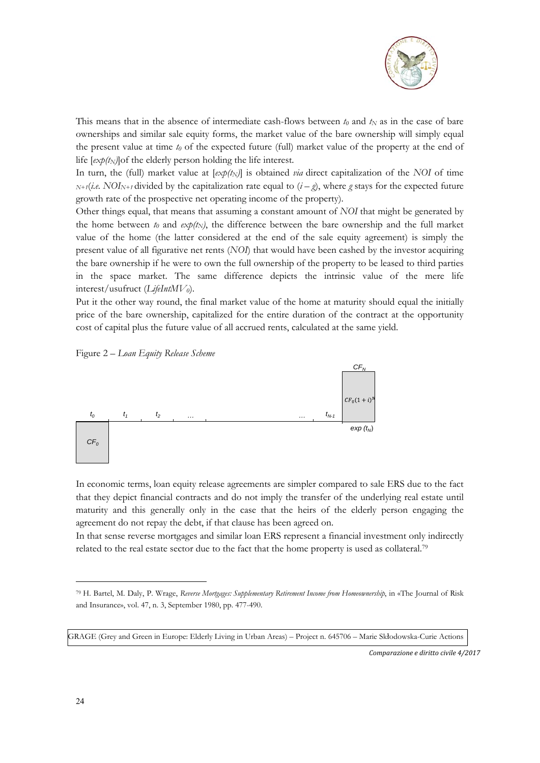This means that in the absence of intermediate cash-flows between $t_0$ and $t_N$ as in the case of bare ownerships and similar sale equity forms, the market value of the bare ownership will simply equal the present value at time $t_0$ of the expected future (full) market value of the property at the end of life [$exp(t_N)$]of the elderly person holding the life interest.

In turn, the (full) market value at [$exp(t_N)$] is obtained *via* direct capitalization of the *NOI* of time $_{N+1}$(*i.e.* $NOI_{N+1}$ divided by the capitalization rate equal to $(i – g)$, where $g$ stays for the expected future growth rate of the prospective net operating income of the property).

Other things equal, that means that assuming a constant amount of *NOI* that might be generated by the home between $t_0$ and $exp(t_N)$, the difference between the bare ownership and the full market value of the home (the latter considered at the end of the sale equity agreement) is simply the present value of all figurative net rents (*NOI*) that would have been cashed by the investor acquiring the bare ownership if he were to own the full ownership of the property to be leased to third parties in the space market. The same difference depicts the intrinsic value of the mere life interest/usufruct ($LifeIntMV_0$).

Put it the other way round, the final market value of the home at maturity should equal the initially price of the bare ownership, capitalized for the entire duration of the contract at the opportunity cost of capital plus the future value of all accrued rents, calculated at the same yield.

Figure 2 – *Loan Equity Release Scheme*

$t_0$ | $t_1$ | $t_2$ | … | … | $t_{N-1}$ | $exp(t_N)$

$CF_0$ ; $CF_N$ = $CF_0(1+i)^N$

In economic terms, loan equity release agreements are simpler compared to sale ERS due to the fact that they depict financial contracts and do not imply the transfer of the underlying real estate until maturity and this generally only in the case that the heirs of the elderly person engaging the agreement do not repay the debt, if that clause has been agreed on.

In that sense reverse mortgages and similar loan ERS represent a financial investment only indirectly related to the real estate sector due to the fact that the home property is used as collateral.[79]

---

[79] H. Bartel, M. Daly, P. Wrage, *Reverse Mortgages: Supplementary Retirement Income from Homeownership*, in «The Journal of Risk and Insurance», vol. 47, n. 3, September 1980, pp. 477-490.

GRAGE (Grey and Green in Europe: Elderly Living in Urban Areas) – Project n. 645706 – Marie Skłodowska-Curie Actions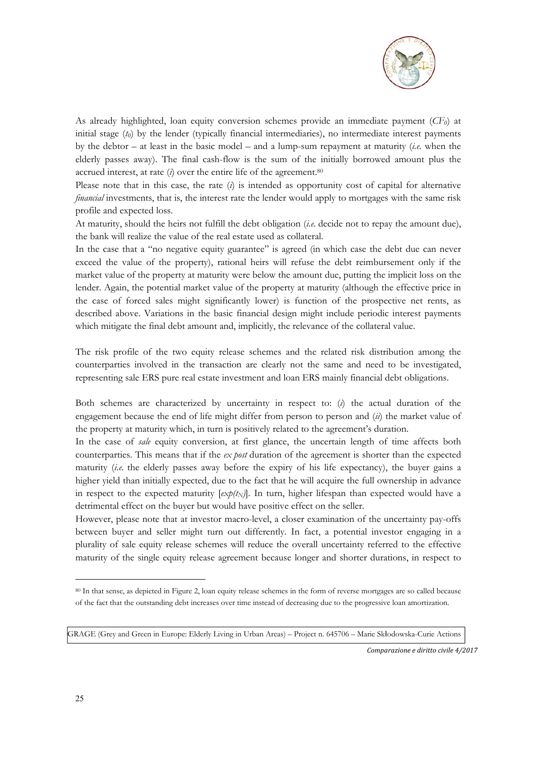As already highlighted, loan equity conversion schemes provide an immediate payment ($CF_0$) at initial stage ($t_0$) by the lender (typically financial intermediaries), no intermediate interest payments by the debtor – at least in the basic model – and a lump-sum repayment at maturity (*i.e.* when the elderly passes away). The final cash-flow is the sum of the initially borrowed amount plus the accrued interest, at rate ($i$) over the entire life of the agreement.[80]

Please note that in this case, the rate ($i$) is intended as opportunity cost of capital for alternative *financial* investments, that is, the interest rate the lender would apply to mortgages with the same risk profile and expected loss.

At maturity, should the heirs not fulfill the debt obligation (*i.e.* decide not to repay the amount due), the bank will realize the value of the real estate used as collateral.

In the case that a "no negative equity guarantee" is agreed (in which case the debt due can never exceed the value of the property), rational heirs will refuse the debt reimbursement only if the market value of the property at maturity were below the amount due, putting the implicit loss on the lender. Again, the potential market value of the property at maturity (although the effective price in the case of forced sales might significantly lower) is function of the prospective net rents, as described above. Variations in the basic financial design might include periodic interest payments which mitigate the final debt amount and, implicitly, the relevance of the collateral value.

The risk profile of the two equity release schemes and the related risk distribution among the counterparties involved in the transaction are clearly not the same and need to be investigated, representing sale ERS pure real estate investment and loan ERS mainly financial debt obligations.

Both schemes are characterized by uncertainty in respect to: (*i*) the actual duration of the engagement because the end of life might differ from person to person and (*ii*) the market value of the property at maturity which, in turn is positively related to the agreement's duration.

In the case of *sale* equity conversion, at first glance, the uncertain length of time affects both counterparties. This means that if the *ex post* duration of the agreement is shorter than the expected maturity (*i.e.* the elderly passes away before the expiry of his life expectancy), the buyer gains a higher yield than initially expected, due to the fact that he will acquire the full ownership in advance in respect to the expected maturity [$exp(t_N)$]. In turn, higher lifespan than expected would have a detrimental effect on the buyer but would have positive effect on the seller.

However, please note that at investor macro-level, a closer examination of the uncertainty pay-offs between buyer and seller might turn out differently. In fact, a potential investor engaging in a plurality of sale equity release schemes will reduce the overall uncertainty referred to the effective maturity of the single equity release agreement because longer and shorter durations, in respect to

[80] In that sense, as depicted in Figure 2, loan equity release schemes in the form of reverse mortgages are so called because of the fact that the outstanding debt increases over time instead of decreasing due to the progressive loan amortization.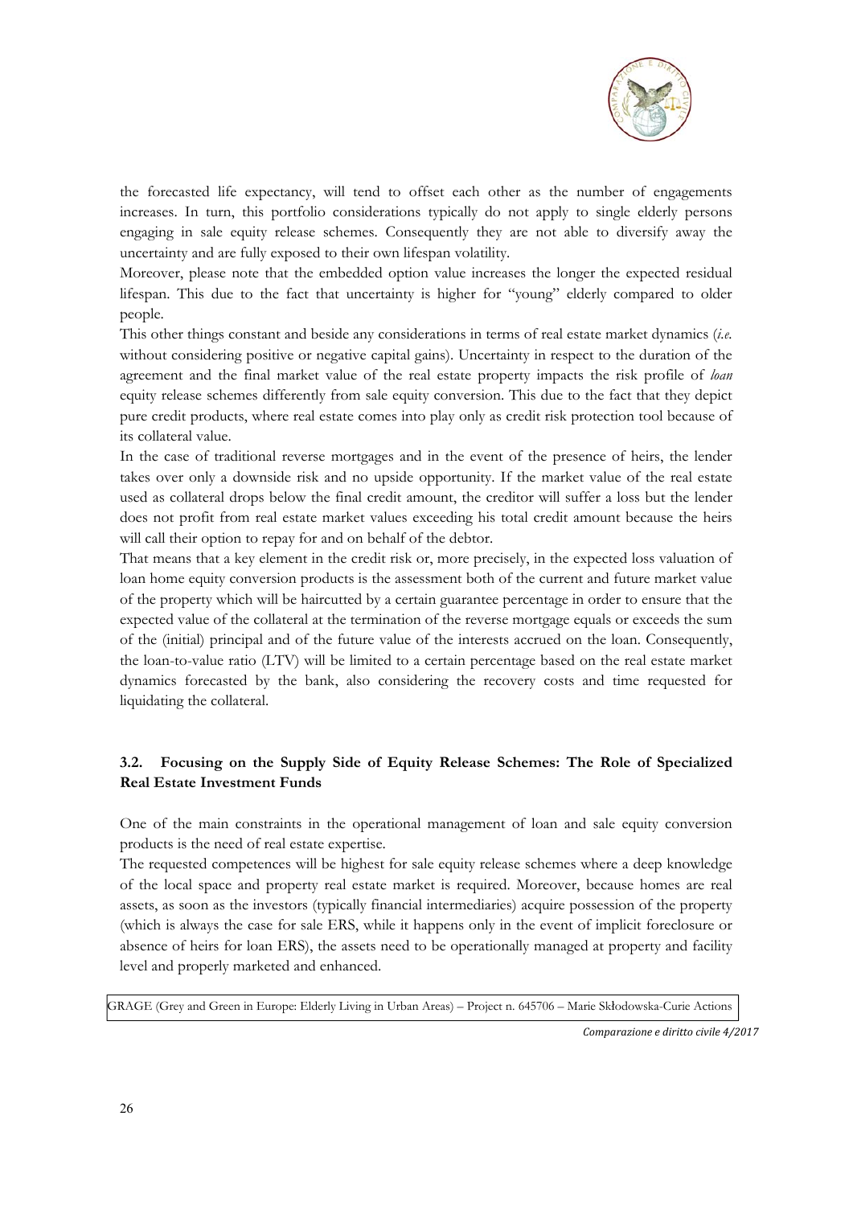the forecasted life expectancy, will tend to offset each other as the number of engagements increases. In turn, this portfolio considerations typically do not apply to single elderly persons engaging in sale equity release schemes. Consequently they are not able to diversify away the uncertainty and are fully exposed to their own lifespan volatility.

Moreover, please note that the embedded option value increases the longer the expected residual lifespan. This due to the fact that uncertainty is higher for "young" elderly compared to older people.

This other things constant and beside any considerations in terms of real estate market dynamics (*i.e.* without considering positive or negative capital gains). Uncertainty in respect to the duration of the agreement and the final market value of the real estate property impacts the risk profile of *loan* equity release schemes differently from sale equity conversion. This due to the fact that they depict pure credit products, where real estate comes into play only as credit risk protection tool because of its collateral value.

In the case of traditional reverse mortgages and in the event of the presence of heirs, the lender takes over only a downside risk and no upside opportunity. If the market value of the real estate used as collateral drops below the final credit amount, the creditor will suffer a loss but the lender does not profit from real estate market values exceeding his total credit amount because the heirs will call their option to repay for and on behalf of the debtor.

That means that a key element in the credit risk or, more precisely, in the expected loss valuation of loan home equity conversion products is the assessment both of the current and future market value of the property which will be haircutted by a certain guarantee percentage in order to ensure that the expected value of the collateral at the termination of the reverse mortgage equals or exceeds the sum of the (initial) principal and of the future value of the interests accrued on the loan. Consequently, the loan-to-value ratio (LTV) will be limited to a certain percentage based on the real estate market dynamics forecasted by the bank, also considering the recovery costs and time requested for liquidating the collateral.

### 3.2. Focusing on the Supply Side of Equity Release Schemes: The Role of Specialized Real Estate Investment Funds

One of the main constraints in the operational management of loan and sale equity conversion products is the need of real estate expertise.

The requested competences will be highest for sale equity release schemes where a deep knowledge of the local space and property real estate market is required. Moreover, because homes are real assets, as soon as the investors (typically financial intermediaries) acquire possession of the property (which is always the case for sale ERS, while it happens only in the event of implicit foreclosure or absence of heirs for loan ERS), the assets need to be operationally managed at property and facility level and properly marketed and enhanced.

GRAGE (Grey and Green in Europe: Elderly Living in Urban Areas) – Project n. 645706 – Marie Skłodowska-Curie Actions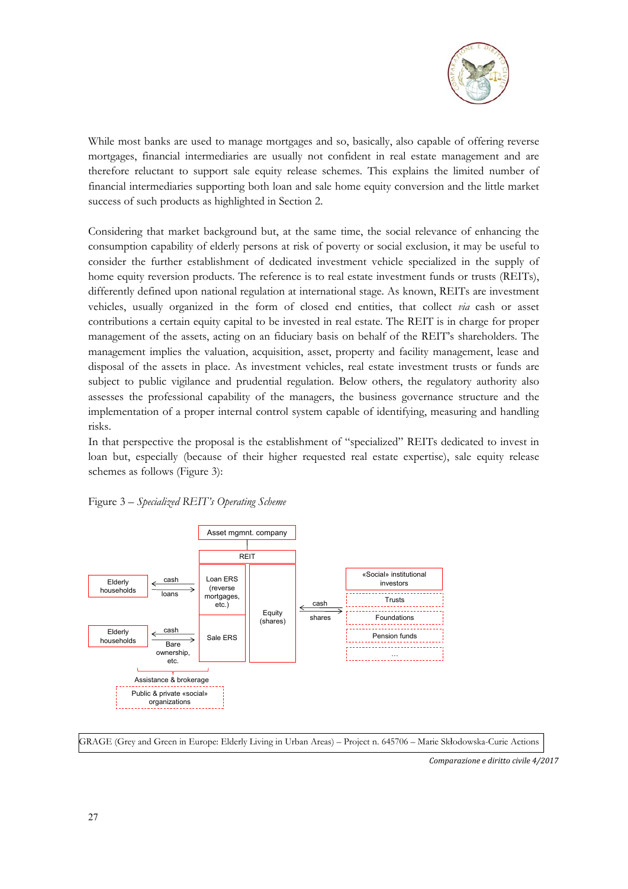While most banks are used to manage mortgages and so, basically, also capable of offering reverse mortgages, financial intermediaries are usually not confident in real estate management and are therefore reluctant to support sale equity release schemes. This explains the limited number of financial intermediaries supporting both loan and sale home equity conversion and the little market success of such products as highlighted in Section 2.

Considering that market background but, at the same time, the social relevance of enhancing the consumption capability of elderly persons at risk of poverty or social exclusion, it may be useful to consider the further establishment of dedicated investment vehicle specialized in the supply of home equity reversion products. The reference is to real estate investment funds or trusts (REITs), differently defined upon national regulation at international stage. As known, REITs are investment vehicles, usually organized in the form of closed end entities, that collect *via* cash or asset contributions a certain equity capital to be invested in real estate. The REIT is in charge for proper management of the assets, acting on an fiduciary basis on behalf of the REIT's shareholders. The management implies the valuation, acquisition, asset, property and facility management, lease and disposal of the assets in place. As investment vehicles, real estate investment trusts or funds are subject to public vigilance and prudential regulation. Below others, the regulatory authority also assesses the professional capability of the managers, the business governance structure and the implementation of a proper internal control system capable of identifying, measuring and handling risks.

In that perspective the proposal is the establishment of "specialized" REITs dedicated to invest in loan but, especially (because of their higher requested real estate expertise), sale equity release schemes as follows (Figure 3):

Figure 3 – *Specialized REIT's Operating Scheme*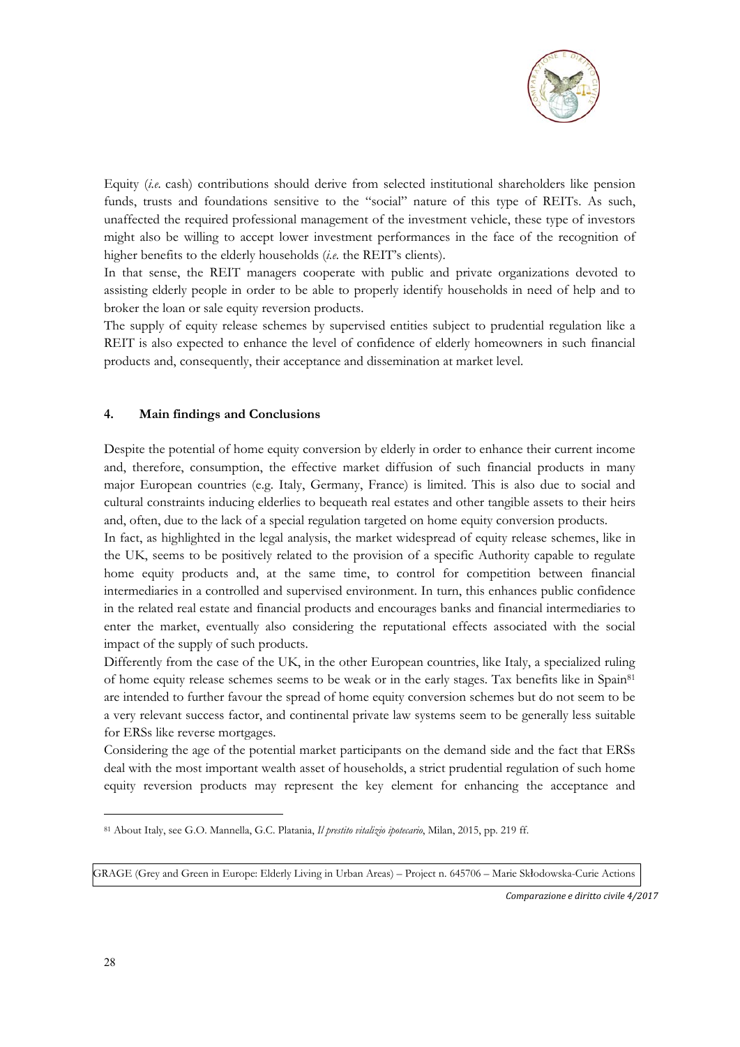Equity (*i.e.* cash) contributions should derive from selected institutional shareholders like pension funds, trusts and foundations sensitive to the "social" nature of this type of REITs. As such, unaffected the required professional management of the investment vehicle, these type of investors might also be willing to accept lower investment performances in the face of the recognition of higher benefits to the elderly households (*i.e.* the REIT's clients).

In that sense, the REIT managers cooperate with public and private organizations devoted to assisting elderly people in order to be able to properly identify households in need of help and to broker the loan or sale equity reversion products.

The supply of equity release schemes by supervised entities subject to prudential regulation like a REIT is also expected to enhance the level of confidence of elderly homeowners in such financial products and, consequently, their acceptance and dissemination at market level.

## 4. Main findings and Conclusions

Despite the potential of home equity conversion by elderly in order to enhance their current income and, therefore, consumption, the effective market diffusion of such financial products in many major European countries (e.g. Italy, Germany, France) is limited. This is also due to social and cultural constraints inducing elderlies to bequeath real estates and other tangible assets to their heirs and, often, due to the lack of a special regulation targeted on home equity conversion products.

In fact, as highlighted in the legal analysis, the market widespread of equity release schemes, like in the UK, seems to be positively related to the provision of a specific Authority capable to regulate home equity products and, at the same time, to control for competition between financial intermediaries in a controlled and supervised environment. In turn, this enhances public confidence in the related real estate and financial products and encourages banks and financial intermediaries to enter the market, eventually also considering the reputational effects associated with the social impact of the supply of such products.

Differently from the case of the UK, in the other European countries, like Italy, a specialized ruling of home equity release schemes seems to be weak or in the early stages. Tax benefits like in Spain[81] are intended to further favour the spread of home equity conversion schemes but do not seem to be a very relevant success factor, and continental private law systems seem to be generally less suitable for ERSs like reverse mortgages.

Considering the age of the potential market participants on the demand side and the fact that ERSs deal with the most important wealth asset of households, a strict prudential regulation of such home equity reversion products may represent the key element for enhancing the acceptance and

---

[81] About Italy, see G.O. Mannella, G.C. Platania, *Il prestito vitalizio ipotecario*, Milan, 2015, pp. 219 ff.

GRAGE (Grey and Green in Europe: Elderly Living in Urban Areas) – Project n. 645706 – Marie Skłodowska-Curie Actions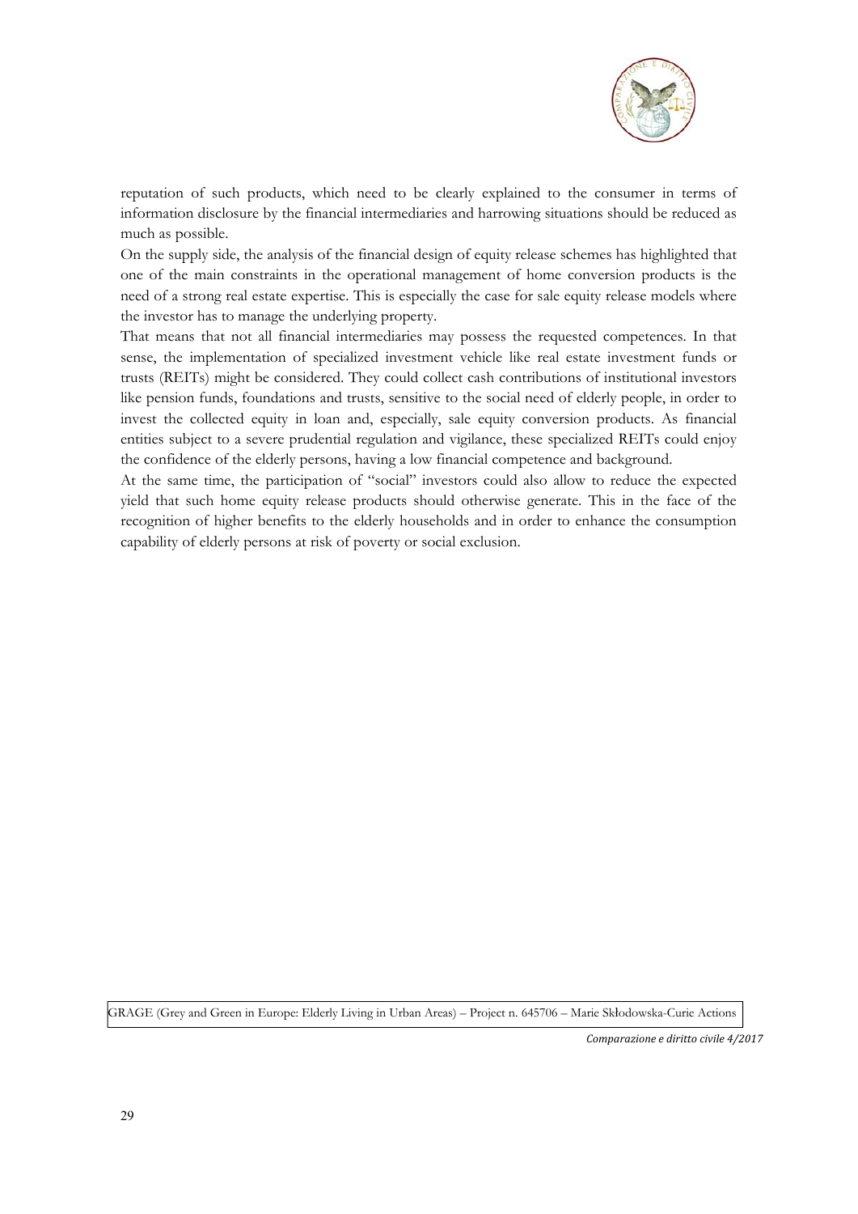reputation of such products, which need to be clearly explained to the consumer in terms of information disclosure by the financial intermediaries and harrowing situations should be reduced as much as possible.

On the supply side, the analysis of the financial design of equity release schemes has highlighted that one of the main constraints in the operational management of home conversion products is the need of a strong real estate expertise. This is especially the case for sale equity release models where the investor has to manage the underlying property.

That means that not all financial intermediaries may possess the requested competences. In that sense, the implementation of specialized investment vehicle like real estate investment funds or trusts (REITs) might be considered. They could collect cash contributions of institutional investors like pension funds, foundations and trusts, sensitive to the social need of elderly people, in order to invest the collected equity in loan and, especially, sale equity conversion products. As financial entities subject to a severe prudential regulation and vigilance, these specialized REITs could enjoy the confidence of the elderly persons, having a low financial competence and background.

At the same time, the participation of "social" investors could also allow to reduce the expected yield that such home equity release products should otherwise generate. This in the face of the recognition of higher benefits to the elderly households and in order to enhance the consumption capability of elderly persons at risk of poverty or social exclusion.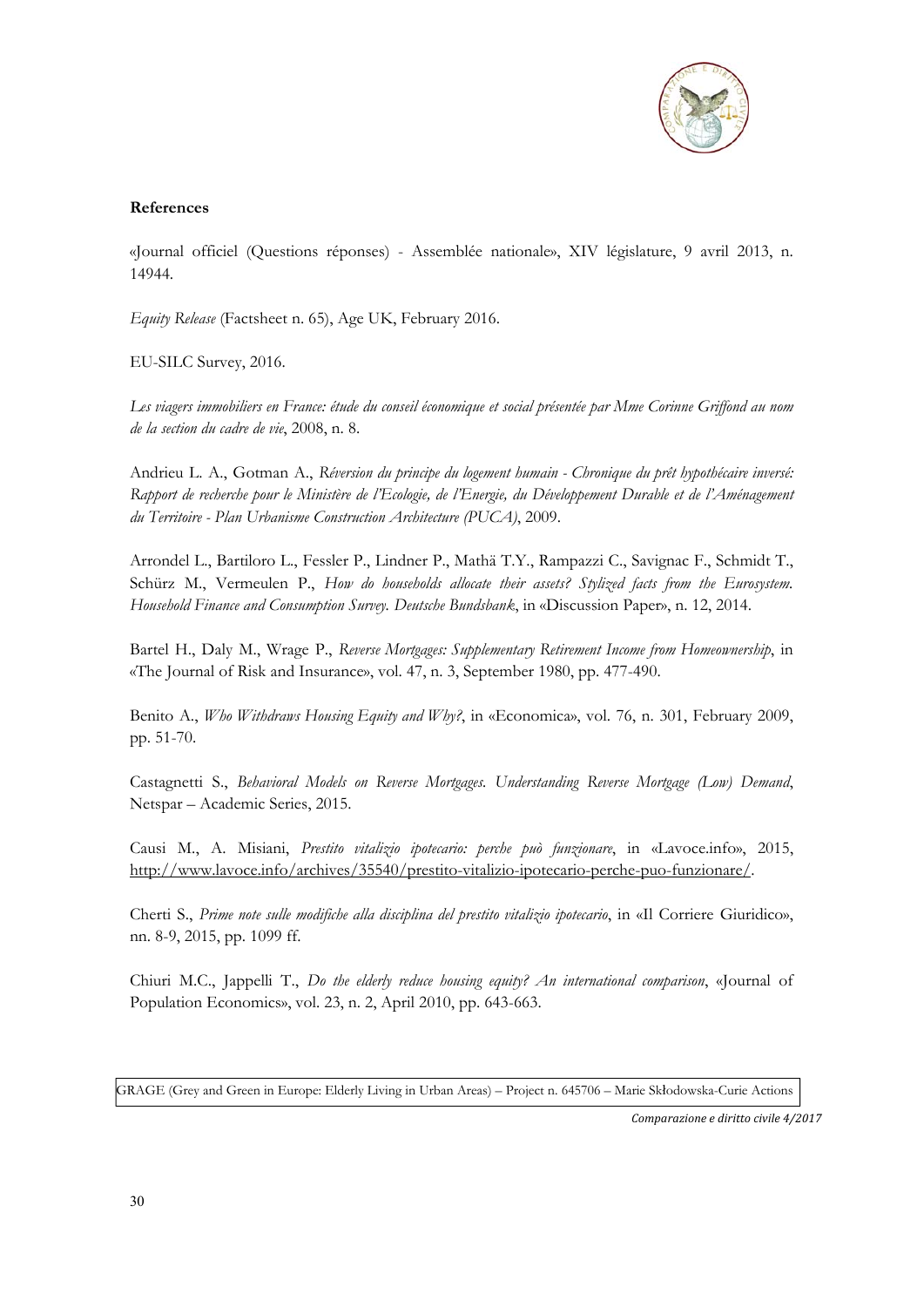**References**

«Journal officiel (Questions réponses) - Assemblée nationale», XIV législature, 9 avril 2013, n. 14944.

*Equity Release* (Factsheet n. 65), Age UK, February 2016.

EU-SILC Survey, 2016.

*Les viagers immobiliers en France: étude du conseil économique et social présentée par Mme Corinne Griffond au nom de la section du cadre de vie*, 2008, n. 8.

Andrieu L. A., Gotman A., *Réversion du principe du logement humain - Chronique du prêt hypothécaire inversé: Rapport de recherche pour le Ministère de l'Ecologie, de l'Energie, du Développement Durable et de l'Aménagement du Territoire - Plan Urbanisme Construction Architecture (PUCA)*, 2009.

Arrondel L., Bartiloro L., Fessler P., Lindner P., Mathä T.Y., Rampazzi C., Savignac F., Schmidt T., Schürz M., Vermeulen P., *How do households allocate their assets? Stylized facts from the Eurosystem. Household Finance and Consumption Survey. Deutsche Bundsbank*, in «Discussion Paper», n. 12, 2014.

Bartel H., Daly M., Wrage P., *Reverse Mortgages: Supplementary Retirement Income from Homeownership*, in «The Journal of Risk and Insurance», vol. 47, n. 3, September 1980, pp. 477-490.

Benito A., *Who Withdraws Housing Equity and Why?*, in «Economica», vol. 76, n. 301, February 2009, pp. 51-70.

Castagnetti S., *Behavioral Models on Reverse Mortgages. Understanding Reverse Mortgage (Low) Demand*, Netspar – Academic Series, 2015.

Causi M., A. Misiani, *Prestito vitalizio ipotecario: perche può funzionare*, in «Lavoce.info», 2015, http://www.lavoce.info/archives/35540/prestito-vitalizio-ipotecario-perche-puo-funzionare/.

Cherti S., *Prime note sulle modifiche alla disciplina del prestito vitalizio ipotecario*, in «Il Corriere Giuridico», nn. 8-9, 2015, pp. 1099 ff.

Chiuri M.C., Jappelli T., *Do the elderly reduce housing equity? An international comparison*, «Journal of Population Economics», vol. 23, n. 2, April 2010, pp. 643-663.

GRAGE (Grey and Green in Europe: Elderly Living in Urban Areas) – Project n. 645706 – Marie Skłodowska-Curie Actions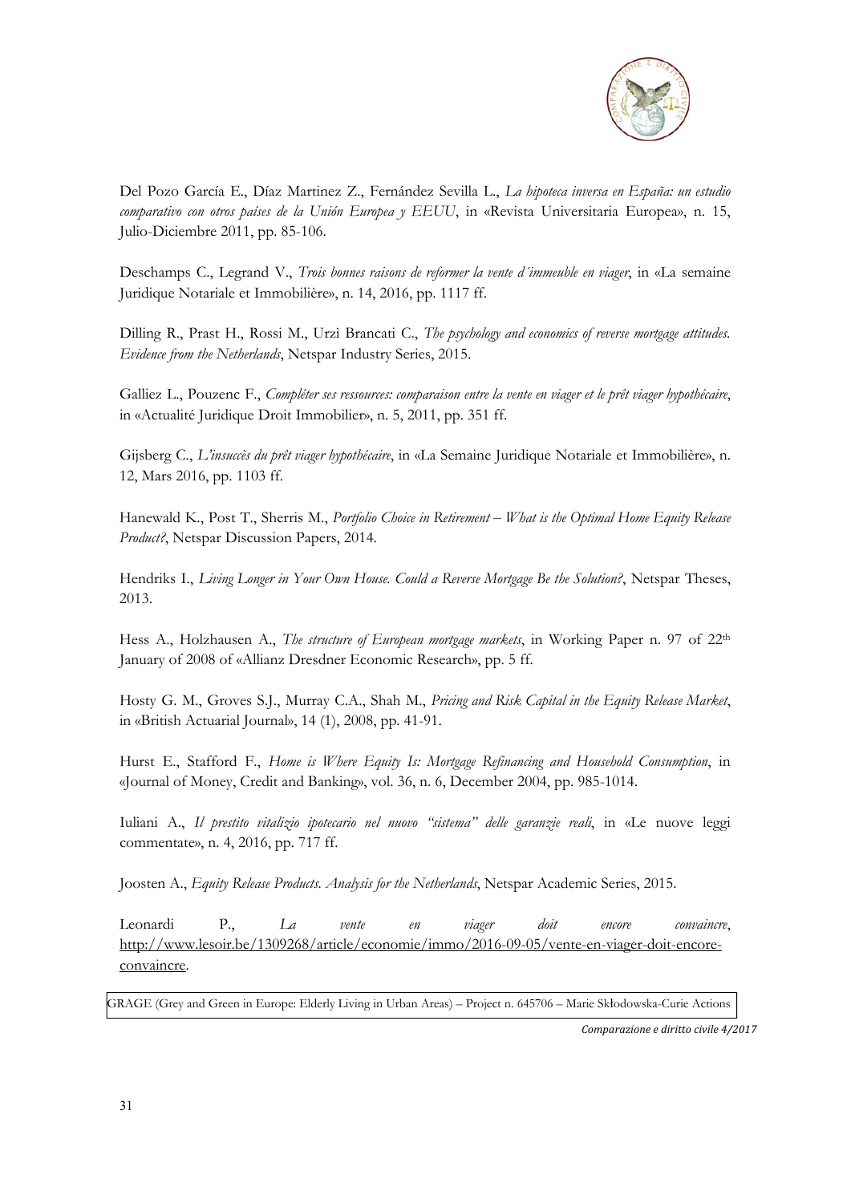Del Pozo García E., Díaz Martinez Z., Fernández Sevilla L., *La hipoteca inversa en España: un estudio comparativo con otros países de la Unión Europea y EEUU*, in «Revista Universitaria Europea», n. 15, Julio-Diciembre 2011, pp. 85-106.

Deschamps C., Legrand V., *Trois bonnes raisons de reformer la vente d´immeuble en viager*, in «La semaine Juridique Notariale et Immobilière», n. 14, 2016, pp. 1117 ff.

Dilling R., Prast H., Rossi M., Urzì Brancati C., *The psychology and economics of reverse mortgage attitudes. Evidence from the Netherlands*, Netspar Industry Series, 2015.

Galliez L., Pouzenc F., *Compléter ses ressources: comparaison entre la vente en viager et le prêt viager hypothécaire*, in «Actualité Juridique Droit Immobilier», n. 5, 2011, pp. 351 ff.

Gijsberg C., *L'insuccès du prêt viager hypothécaire*, in «La Semaine Juridique Notariale et Immobilière», n. 12, Mars 2016, pp. 1103 ff.

Hanewald K., Post T., Sherris M., *Portfolio Choice in Retirement – What is the Optimal Home Equity Release Product?*, Netspar Discussion Papers, 2014.

Hendriks I., *Living Longer in Your Own House. Could a Reverse Mortgage Be the Solution?*, Netspar Theses, 2013.

Hess A., Holzhausen A., *The structure of European mortgage markets*, in Working Paper n. 97 of 22th January of 2008 of «Allianz Dresdner Economic Research», pp. 5 ff.

Hosty G. M., Groves S.J., Murray C.A., Shah M., *Pricing and Risk Capital in the Equity Release Market*, in «British Actuarial Journal», 14 (1), 2008, pp. 41-91.

Hurst E., Stafford F., *Home is Where Equity Is: Mortgage Refinancing and Household Consumption*, in «Journal of Money, Credit and Banking», vol. 36, n. 6, December 2004, pp. 985-1014.

Iuliani A., *Il prestito vitalizio ipotecario nel nuovo "sistema" delle garanzie reali*, in «Le nuove leggi commentate», n. 4, 2016, pp. 717 ff.

Joosten A., *Equity Release Products. Analysis for the Netherlands*, Netspar Academic Series, 2015.

Leonardi P., *La vente en viager doit encore convaincre*, http://www.lesoir.be/1309268/article/economie/immo/2016-09-05/vente-en-viager-doit-encore-convaincre.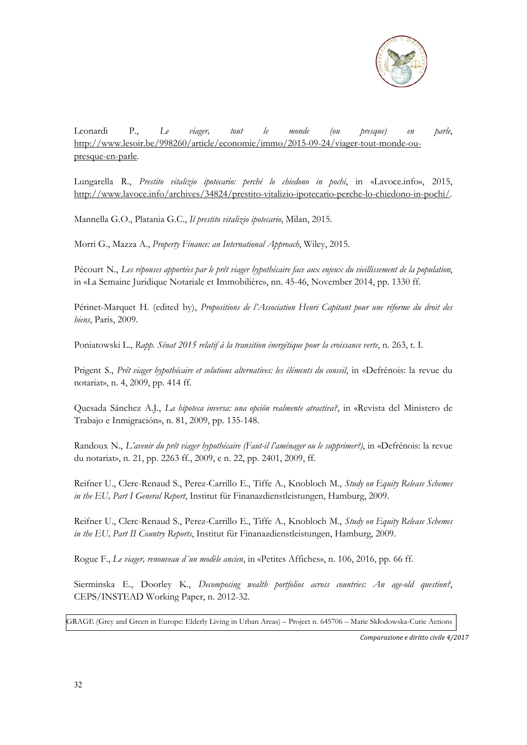Leonardi P., *Le viager, tout le monde (ou presque) en parle*, http://www.lesoir.be/998260/article/economie/immo/2015-09-24/viager-tout-monde-ou-presque-en-parle.

Lungarella R., *Prestito vitalizio ipotecario: perché lo chiedono in pochi*, in «Lavoce.info», 2015, http://www.lavoce.info/archives/34824/prestito-vitalizio-ipotecario-perche-lo-chiedono-in-pochi/.

Mannella G.O., Platania G.C., *Il prestito vitalizio ipotecario*, Milan, 2015.

Morri G., Mazza A., *Property Finance: an International Approach*, Wiley, 2015.

Pécourt N., *Les réponses apportées par le prêt viager hypothécaire face aux enjeux du vieillissement de la population*, in «La Semaine Juridique Notariale et Immobilière», nn. 45-46, November 2014, pp. 1330 ff.

Périnet-Marquet H. (edited by), *Propositions de l'Association Henri Capitant pour une réforme du droit des biens*, Paris, 2009.

Poniatowski L., *Rapp. Sénat 2015 relatif à la transition énergétique pour la croissance verte*, n. 263, t. I.

Prigent S., *Prêt viager hypothécaire et solutions alternatives: les éléments du conseil*, in «Defrénois: la revue du notariat», n. 4, 2009, pp. 414 ff.

Quesada Sánchez A.J., *La hipoteca inversa: una opción realmente atractiva?*, in «Revista del Ministero de Trabajo e Inmigración», n. 81, 2009, pp. 135-148.

Randoux N., *L'avenir du prêt viager hypothécaire (Faut-il l'aménager ou le supprimer?)*, in «Defrénois: la revue du notariat», n. 21, pp. 2263 ff., 2009, e n. 22, pp. 2401, 2009, ff.

Reifner U., Clerc-Renaud S., Perez-Carrillo E., Tiffe A., Knobloch M., *Study on Equity Release Schemes in the EU, Part I General Report*, Institut für Finanazdienstleistungen, Hamburg, 2009.

Reifner U., Clerc-Renaud S., Perez-Carrillo E., Tiffe A., Knobloch M., *Study on Equity Release Schemes in the EU, Part II Country Reports*, Institut für Finanazdienstleistungen, Hamburg, 2009.

Rogue F., *Le viager, renouveau d´un modèle ancien*, in «Petites Affiches», n. 106, 2016, pp. 66 ff.

Sierminska E., Doorley K., *Decomposing wealth portfolios across countries: An age-old question?*, CEPS/INSTEAD Working Paper, n. 2012-32.

GRAGE (Grey and Green in Europe: Elderly Living in Urban Areas) – Project n. 645706 – Marie Skłodowska-Curie Actions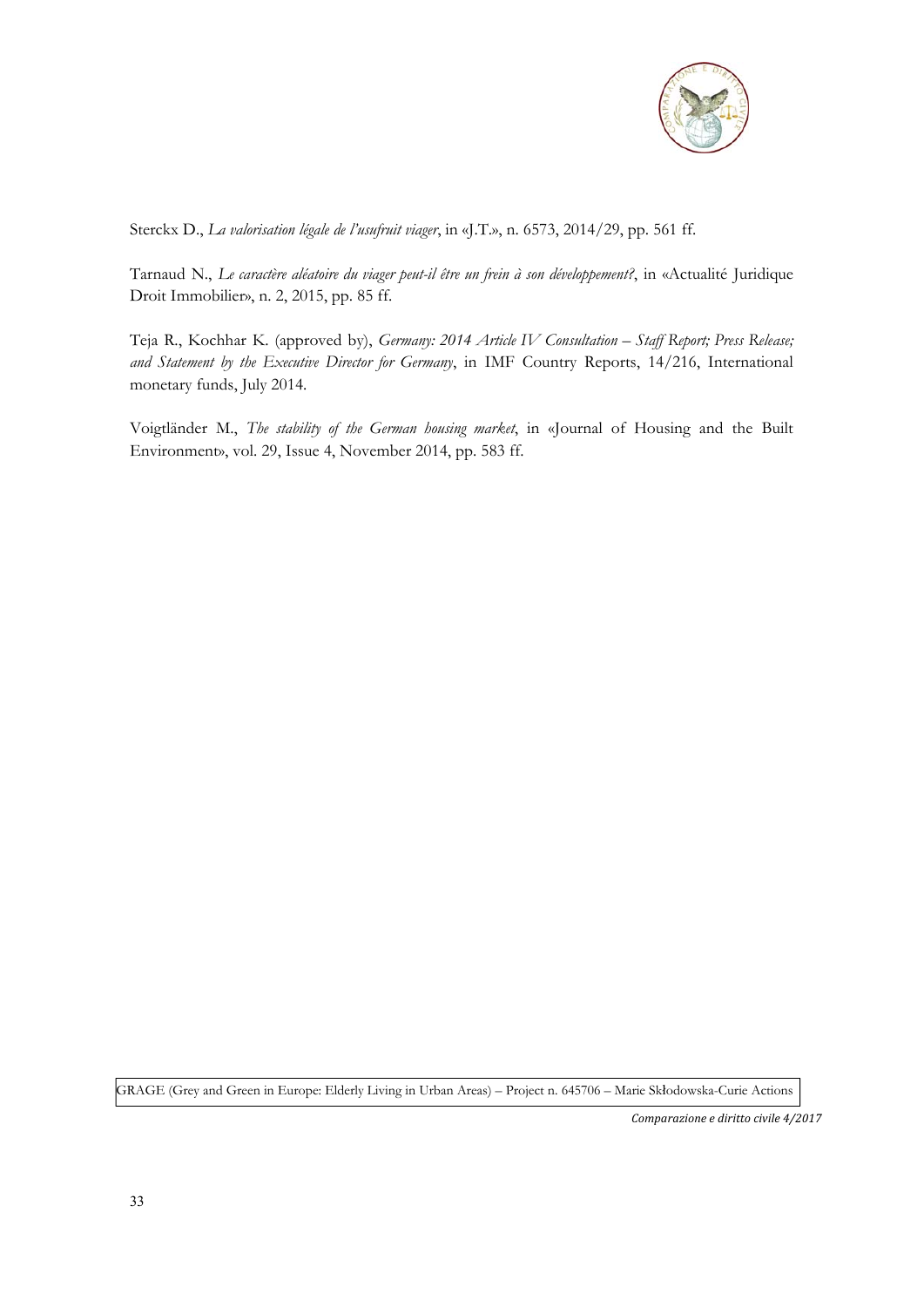Sterckx D., *La valorisation légale de l'usufruit viager*, in «J.T.», n. 6573, 2014/29, pp. 561 ff.

Tarnaud N., *Le caractère aléatoire du viager peut-il être un frein à son développement?*, in «Actualité Juridique Droit Immobilier», n. 2, 2015, pp. 85 ff.

Teja R., Kochhar K. (approved by), *Germany: 2014 Article IV Consultation – Staff Report; Press Release; and Statement by the Executive Director for Germany*, in IMF Country Reports, 14/216, International monetary funds, July 2014.

Voigtländer M., *The stability of the German housing market*, in «Journal of Housing and the Built Environment», vol. 29, Issue 4, November 2014, pp. 583 ff.